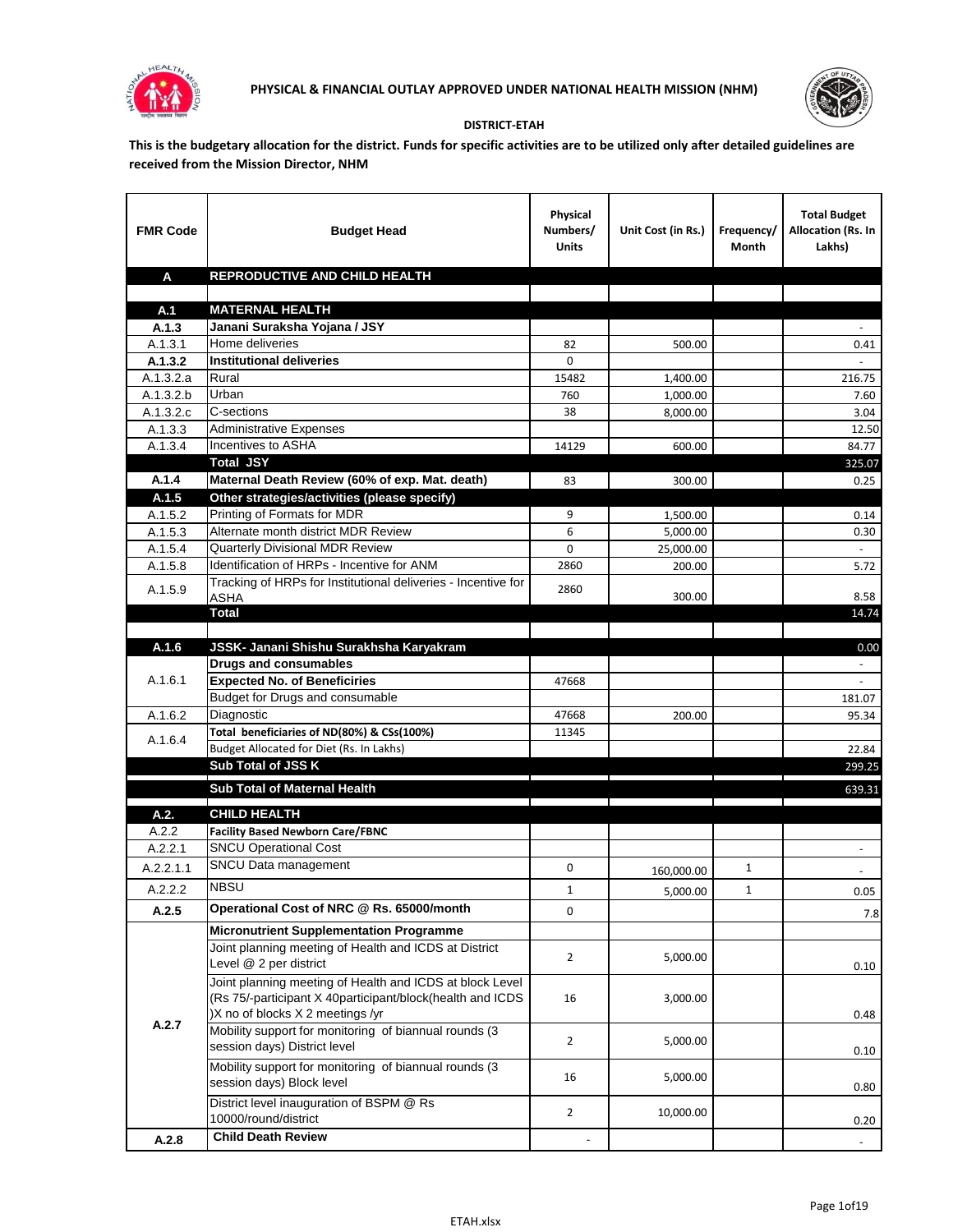**PHYSICAL & FINANCIAL OUTLAY APPROVED UNDER NATIONAL HEALTH MISSION (NHM)**

**DISTRICT-ETAH**

**This is the budgetary allocation for the district. Funds for specific activities are to be utilized only after detailed guidelines are received from the Mission Director, NHM**

| FMR Code | Budget Head | Physical Numbers/ Units | Unit Cost (in Rs.) | Frequency/ Month | Total Budget Allocation (Rs. In Lakhs) |
|---|---|---|---|---|---|
| **A** | **REPRODUCTIVE AND CHILD HEALTH** | | | | |
| | | | | | |
| **A.1** | **MATERNAL HEALTH** | | | | |
| **A.1.3** | **Janani Suraksha Yojana / JSY** | | | | - |
| A.1.3.1 | Home deliveries | 82 | 500.00 | | 0.41 |
| **A.1.3.2** | **Institutional deliveries** | 0 | | | - |
| A.1.3.2.a | Rural | 15482 | 1,400.00 | | 216.75 |
| A.1.3.2.b | Urban | 760 | 1,000.00 | | 7.60 |
| A.1.3.2.c | C-sections | 38 | 8,000.00 | | 3.04 |
| A.1.3.3 | Administrative Expenses | | | | 12.50 |
| A.1.3.4 | Incentives to ASHA | 14129 | 600.00 | | 84.77 |
| | **Total JSY** | | | | 325.07 |
| **A.1.4** | **Maternal Death Review (60% of exp. Mat. death)** | 83 | 300.00 | | 0.25 |
| **A.1.5** | **Other strategies/activities (please specify)** | | | | |
| A.1.5.2 | Printing of Formats for MDR | 9 | 1,500.00 | | 0.14 |
| A.1.5.3 | Alternate month district MDR Review | 6 | 5,000.00 | | 0.30 |
| A.1.5.4 | Quarterly Divisional MDR Review | 0 | 25,000.00 | | - |
| A.1.5.8 | Identification of HRPs - Incentive for ANM | 2860 | 200.00 | | 5.72 |
| A.1.5.9 | Tracking of HRPs for Institutional deliveries - Incentive for ASHA | 2860 | 300.00 | | 8.58 |
| | **Total** | | | | 14.74 |
| | | | | | |
| **A.1.6** | **JSSK- Janani Shishu Surakhsha Karyakram** | | | | 0.00 |
| A.1.6.1 | **Drugs and consumables** | | | | - |
| | **Expected No. of Beneficiries** | 47668 | | | - |
| | Budget for Drugs and consumable | | | | 181.07 |
| A.1.6.2 | Diagnostic | 47668 | 200.00 | | 95.34 |
| A.1.6.4 | **Total beneficiaries of ND(80%) & CSs(100%)** | 11345 | | | |
| | Budget Allocated for Diet (Rs. In Lakhs) | | | | 22.84 |
| | **Sub Total of JSS K** | | | | 299.25 |
| | **Sub Total of Maternal Health** | | | | 639.31 |
| **A.2.** | **CHILD HEALTH** | | | | |
| A.2.2 | **Facility Based Newborn Care/FBNC** | | | | |
| A.2.2.1 | SNCU Operational Cost | | | | - |
| A.2.2.1.1 | SNCU Data management | 0 | 160,000.00 | 1 | - |
| A.2.2.2 | NBSU | 1 | 5,000.00 | 1 | 0.05 |
| **A.2.5** | **Operational Cost of NRC @ Rs. 65000/month** | 0 | | | 7.8 |
| A.2.7 | **Micronutrient Supplementation Programme** | | | | |
| | Joint planning meeting of Health and ICDS at District Level @ 2 per district | 2 | 5,000.00 | | 0.10 |
| | Joint planning meeting of Health and ICDS at block Level (Rs 75/-participant X 40participant/block(health and ICDS )X no of blocks X 2 meetings /yr | 16 | 3,000.00 | | 0.48 |
| | Mobility support for monitoring of biannual rounds (3 session days) District level | 2 | 5,000.00 | | 0.10 |
| | Mobility support for monitoring of biannual rounds (3 session days) Block level | 16 | 5,000.00 | | 0.80 |
| | District level inauguration of BSPM @ Rs 10000/round/district | 2 | 10,000.00 | | 0.20 |
| **A.2.8** | **Child Death Review** | - | | | - |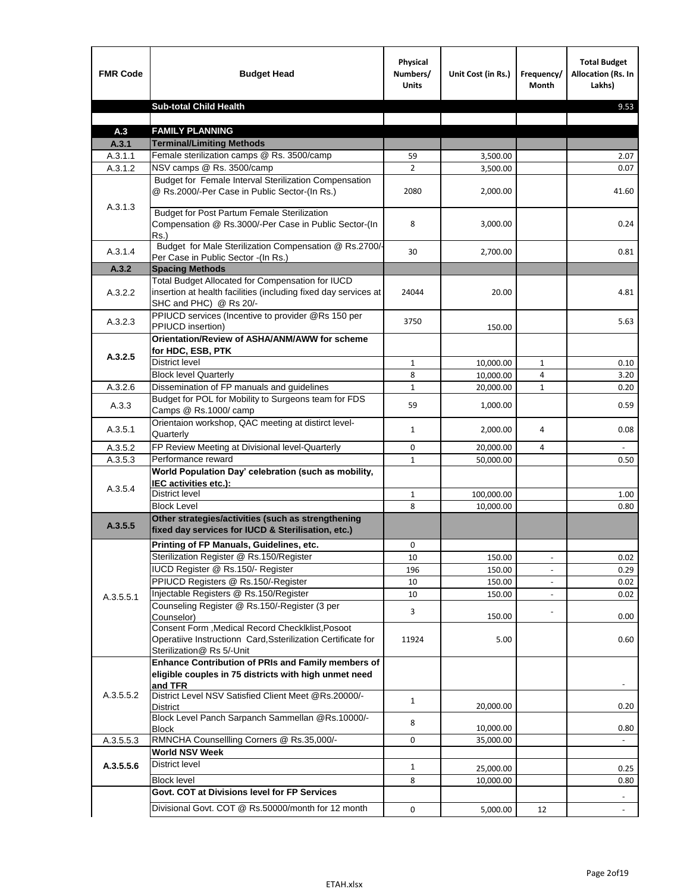| FMR Code | Budget Head | Physical Numbers/ Units | Unit Cost (in Rs.) | Frequency/ Month | Total Budget Allocation (Rs. In Lakhs) |
|---|---|---|---|---|---|
| | **Sub-total Child Health** | | | | 9.53 |
| | | | | | |
| **A.3** | **FAMILY PLANNING** | | | | |
| **A.3.1** | **Terminal/Limiting Methods** | | | | |
| A.3.1.1 | Female sterilization camps @ Rs. 3500/camp | 59 | 3,500.00 | | 2.07 |
| A.3.1.2 | NSV camps @ Rs. 3500/camp | 2 | 3,500.00 | | 0.07 |
| A.3.1.3 | Budget for Female Interval Sterilization Compensation @ Rs.2000/-Per Case in Public Sector-(In Rs.) | 2080 | 2,000.00 | | 41.60 |
| | Budget for Post Partum Female Sterilization Compensation @ Rs.3000/-Per Case in Public Sector-(In Rs.) | 8 | 3,000.00 | | 0.24 |
| A.3.1.4 | Budget for Male Sterilization Compensation @ Rs.2700/-Per Case in Public Sector -(In Rs.) | 30 | 2,700.00 | | 0.81 |
| **A.3.2** | **Spacing Methods** | | | | |
| A.3.2.2 | Total Budget Allocated for Compensation for IUCD insertion at health facilities (including fixed day services at SHC and PHC) @ Rs 20/- | 24044 | 20.00 | | 4.81 |
| A.3.2.3 | PPIUCD services (Incentive to provider @Rs 150 per PPIUCD insertion) | 3750 | 150.00 | | 5.63 |
| **A.3.2.5** | **Orientation/Review of ASHA/ANM/AWW for scheme for HDC, ESB, PTK** | | | | |
| | District level | 1 | 10,000.00 | 1 | 0.10 |
| | Block level Quarterly | 8 | 10,000.00 | 4 | 3.20 |
| A.3.2.6 | Dissemination of FP manuals and guidelines | 1 | 20,000.00 | 1 | 0.20 |
| A.3.3 | Budget for POL for Mobility to Surgeons team for FDS Camps @ Rs.1000/ camp | 59 | 1,000.00 | | 0.59 |
| A.3.5.1 | Orientaion workshop, QAC meeting at distirct level-Quarterly | 1 | 2,000.00 | 4 | 0.08 |
| A.3.5.2 | FP Review Meeting at Divisional level-Quarterly | 0 | 20,000.00 | 4 | - |
| A.3.5.3 | Performance reward | 1 | 50,000.00 | | 0.50 |
| A.3.5.4 | **World Population Day' celebration (such as mobility, IEC activities etc.):** | | | | |
| | District level | 1 | 100,000.00 | | 1.00 |
| | Block Level | 8 | 10,000.00 | | 0.80 |
| **A.3.5.5** | **Other strategies/activities (such as strengthening fixed day services for IUCD & Sterilisation, etc.)** | | | | |
| A.3.5.5.1 | **Printing of FP Manuals, Guidelines, etc.** | 0 | | | |
| | Sterilization Register @ Rs.150/Register | 10 | 150.00 | - | 0.02 |
| | IUCD Register @ Rs.150/- Register | 196 | 150.00 | - | 0.29 |
| | PPIUCD Registers @ Rs.150/-Register | 10 | 150.00 | - | 0.02 |
| | Injectable Registers @ Rs.150/Register | 10 | 150.00 | - | 0.02 |
| | Counseling Register @ Rs.150/-Register (3 per Counselor) | 3 | 150.00 | - | 0.00 |
| | Consent Form ,Medical Record Checklklist,Posoot Operatiive Instructionn Card,Ssterilization Certificate for Sterilization@ Rs 5/-Unit | 11924 | 5.00 | | 0.60 |
| A.3.5.5.2 | **Enhance Contribution of PRIs and Family members of eligible couples in 75 districts with high unmet need and TFR** | | | | - |
| | District Level NSV Satisfied Client Meet @Rs.20000/-District | 1 | 20,000.00 | | 0.20 |
| | Block Level Panch Sarpanch Sammellan @Rs.10000/-Block | 8 | 10,000.00 | | 0.80 |
| A.3.5.5.3 | RMNCHA Counsellling Corners @ Rs.35,000/- | 0 | 35,000.00 | | - |
| **A.3.5.5.6** | **World NSV Week** | | | | |
| | District level | 1 | 25,000.00 | | 0.25 |
| | Block level | 8 | 10,000.00 | | 0.80 |
| | **Govt. COT at Divisions level for FP Services** | | | | - |
| | Divisional Govt. COT @ Rs.50000/month for 12 month | 0 | 5,000.00 | 12 | - |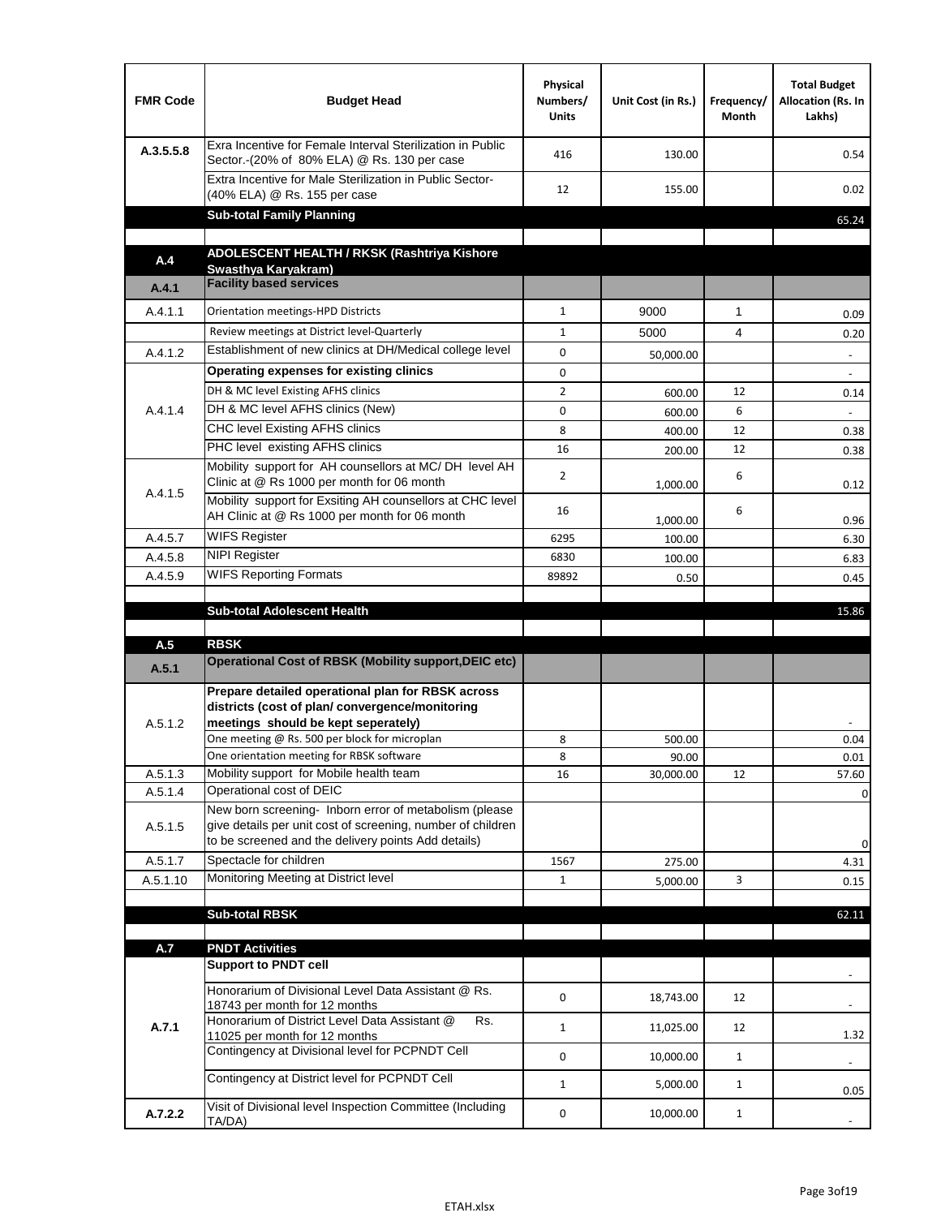| FMR Code | Budget Head | Physical Numbers/ Units | Unit Cost (in Rs.) | Frequency/ Month | Total Budget Allocation (Rs. In Lakhs) |
|---|---|---|---|---|---|
| A.3.5.5.8 | Exra Incentive for Female Interval Sterilization in Public Sector.-(20% of 80% ELA) @ Rs. 130 per case | 416 | 130.00 | | 0.54 |
| | Extra Incentive for Male Sterilization in Public Sector-(40% ELA) @ Rs. 155 per case | 12 | 155.00 | | 0.02 |
| | **Sub-total Family Planning** | | | | 65.24 |
| | | | | | |
| **A.4** | **ADOLESCENT HEALTH / RKSK (Rashtriya Kishore Swasthya Karyakram)** | | | | |
| **A.4.1** | **Facility based services** | | | | |
| A.4.1.1 | Orientation meetings-HPD Districts | 1 | 9000 | 1 | 0.09 |
| | Review meetings at District level-Quarterly | 1 | 5000 | 4 | 0.20 |
| A.4.1.2 | Establishment of new clinics at DH/Medical college level | 0 | 50,000.00 | | - |
| A.4.1.4 | **Operating expenses for existing clinics** | 0 | | | - |
| | DH & MC level Existing AFHS clinics | 2 | 600.00 | 12 | 0.14 |
| | DH & MC level AFHS clinics (New) | 0 | 600.00 | 6 | - |
| | CHC level Existing AFHS clinics | 8 | 400.00 | 12 | 0.38 |
| | PHC level existing AFHS clinics | 16 | 200.00 | 12 | 0.38 |
| A.4.1.5 | Mobility support for AH counsellors at MC/ DH level AH Clinic at @ Rs 1000 per month for 06 month | 2 | 1,000.00 | 6 | 0.12 |
| | Mobility support for Exsiting AH counsellors at CHC level AH Clinic at @ Rs 1000 per month for 06 month | 16 | 1,000.00 | 6 | 0.96 |
| A.4.5.7 | WIFS Register | 6295 | 100.00 | | 6.30 |
| A.4.5.8 | NIPI Register | 6830 | 100.00 | | 6.83 |
| A.4.5.9 | WIFS Reporting Formats | 89892 | 0.50 | | 0.45 |
| | | | | | |
| | **Sub-total Adolescent Health** | | | | 15.86 |
| | | | | | |
| **A.5** | **RBSK** | | | | |
| **A.5.1** | **Operational Cost of RBSK (Mobility support,DEIC etc)** | | | | |
| A.5.1.2 | **Prepare detailed operational plan for RBSK across districts (cost of plan/ convergence/monitoring meetings should be kept seperately)** | | | | - |
| | One meeting @ Rs. 500 per block for microplan | 8 | 500.00 | | 0.04 |
| | One orientation meeting for RBSK software | 8 | 90.00 | | 0.01 |
| A.5.1.3 | Mobility support for Mobile health team | 16 | 30,000.00 | 12 | 57.60 |
| A.5.1.4 | Operational cost of DEIC | | | | 0 |
| A.5.1.5 | New born screening- Inborn error of metabolism (please give details per unit cost of screening, number of children to be screened and the delivery points Add details) | | | | 0 |
| A.5.1.7 | Spectacle for children | 1567 | 275.00 | | 4.31 |
| A.5.1.10 | Monitoring Meeting at District level | 1 | 5,000.00 | 3 | 0.15 |
| | | | | | |
| | **Sub-total RBSK** | | | | 62.11 |
| | | | | | |
| **A.7** | **PNDT Activities** | | | | |
| **A.7.1** | **Support to PNDT cell** | | | | - |
| | Honorarium of Divisional Level Data Assistant @ Rs. 18743 per month for 12 months | 0 | 18,743.00 | 12 | - |
| | Honorarium of District Level Data Assistant @ Rs. 11025 per month for 12 months | 1 | 11,025.00 | 12 | 1.32 |
| | Contingency at Divisional level for PCPNDT Cell | 0 | 10,000.00 | 1 | - |
| | Contingency at District level for PCPNDT Cell | 1 | 5,000.00 | 1 | 0.05 |
| **A.7.2.2** | Visit of Divisional level Inspection Committee (Including TA/DA) | 0 | 10,000.00 | 1 | - |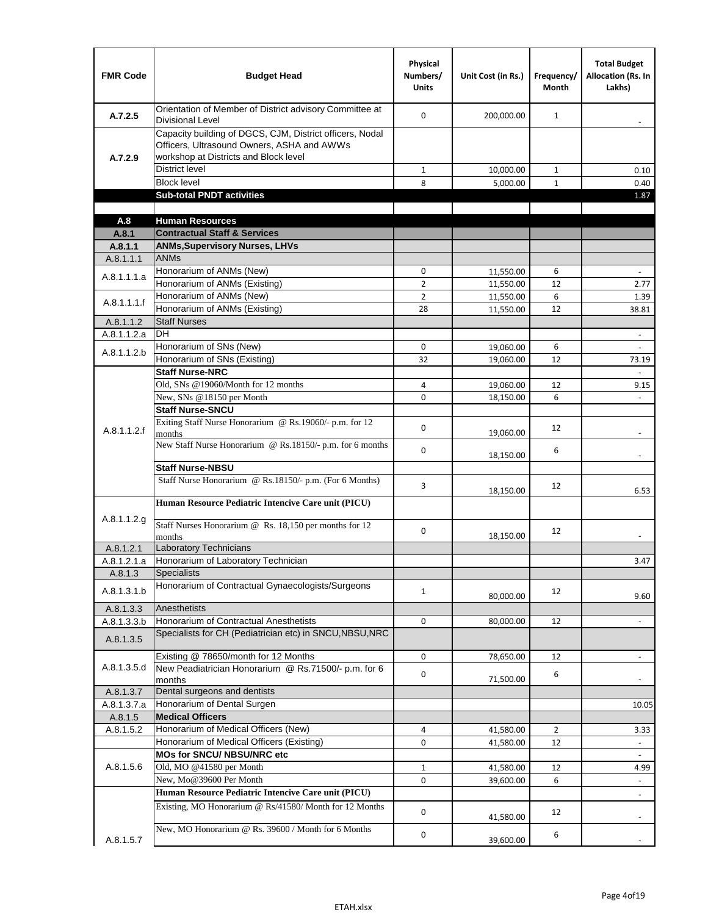| FMR Code | Budget Head | Physical Numbers/ Units | Unit Cost (in Rs.) | Frequency/ Month | Total Budget Allocation (Rs. In Lakhs) |
|---|---|---|---|---|---|
| A.7.2.5 | Orientation of Member of District advisory Committee at Divisional Level | 0 | 200,000.00 | 1 | - |
| A.7.2.9 | Capacity building of DGCS, CJM, District officers, Nodal Officers, Ultrasound Owners, ASHA and AWWs workshop at Districts and Block level | | | | |
| | District level | 1 | 10,000.00 | 1 | 0.10 |
| | Block level | 8 | 5,000.00 | 1 | 0.40 |
| | **Sub-total PNDT activities** | | | | 1.87 |
| | | | | | |
| **A.8** | **Human Resources** | | | | |
| **A.8.1** | **Contractual Staff & Services** | | | | |
| **A.8.1.1** | **ANMs,Supervisory Nurses, LHVs** | | | | |
| A.8.1.1.1 | ANMs | | | | |
| A.8.1.1.1.a | Honorarium of ANMs (New) | 0 | 11,550.00 | 6 | - |
| | Honorarium of ANMs (Existing) | 2 | 11,550.00 | 12 | 2.77 |
| A.8.1.1.1.f | Honorarium of ANMs (New) | 2 | 11,550.00 | 6 | 1.39 |
| | Honorarium of ANMs (Existing) | 28 | 11,550.00 | 12 | 38.81 |
| A.8.1.1.2 | Staff Nurses | | | | |
| A.8.1.1.2.a | DH | | | | - |
| A.8.1.1.2.b | Honorarium of SNs (New) | 0 | 19,060.00 | 6 | - |
| | Honorarium of SNs (Existing) | 32 | 19,060.00 | 12 | 73.19 |
| A.8.1.1.2.f | **Staff Nurse-NRC** | | | | - |
| | Old, SNs @19060/Month for 12 months | 4 | 19,060.00 | 12 | 9.15 |
| | New, SNs @18150 per Month | 0 | 18,150.00 | 6 | - |
| | **Staff Nurse-SNCU** | | | | |
| | Exiting Staff Nurse Honorarium @ Rs.19060/- p.m. for 12 months | 0 | 19,060.00 | 12 | - |
| | New Staff Nurse Honorarium @ Rs.18150/- p.m. for 6 months | 0 | 18,150.00 | 6 | - |
| | **Staff Nurse-NBSU** | | | | |
| | Staff Nurse Honorarium @ Rs.18150/- p.m. (For 6 Months) | 3 | 18,150.00 | 12 | 6.53 |
| A.8.1.1.2.g | **Human Resource Pediatric Intencive Care unit (PICU)** | | | | |
| | Staff Nurses Honorarium @ Rs. 18,150 per months for 12 months | 0 | 18,150.00 | 12 | - |
| A.8.1.2.1 | Laboratory Technicians | | | | |
| A.8.1.2.1.a | Honorarium of Laboratory Technician | | | | 3.47 |
| A.8.1.3 | Specialists | | | | |
| A.8.1.3.1.b | Honorarium of Contractual Gynaecologists/Surgeons | 1 | 80,000.00 | 12 | 9.60 |
| A.8.1.3.3 | Anesthetists | | | | |
| A.8.1.3.3.b | Honorarium of Contractual Anesthetists | 0 | 80,000.00 | 12 | - |
| A.8.1.3.5 | Specialists for CH (Pediatrician etc) in SNCU,NBSU,NRC | | | | |
| A.8.1.3.5.d | Existing @ 78650/month for 12 Months | 0 | 78,650.00 | 12 | - |
| | New Peadiatrician Honorarium @ Rs.71500/- p.m. for 6 months | 0 | 71,500.00 | 6 | - |
| A.8.1.3.7 | Dental surgeons and dentists | | | | |
| A.8.1.3.7.a | Honorarium of Dental Surgen | | | | 10.05 |
| A.8.1.5 | **Medical Officers** | | | | |
| A.8.1.5.2 | Honorarium of Medical Officers (New) | 4 | 41,580.00 | 2 | 3.33 |
| | Honorarium of Medical Officers (Existing) | 0 | 41,580.00 | 12 | - |
| A.8.1.5.6 | **MOs for SNCU/ NBSU/NRC etc** | | | | - |
| | Old, MO @41580 per Month | 1 | 41,580.00 | 12 | 4.99 |
| | New, Mo@39600 Per Month | 0 | 39,600.00 | 6 | - |
| A.8.1.5.7 | **Human Resource Pediatric Intencive Care unit (PICU)** | | | | - |
| | Existing, MO Honorarium @ Rs/41580/ Month for 12 Months | 0 | 41,580.00 | 12 | - |
| | New, MO Honorarium @ Rs. 39600 / Month for 6 Months | 0 | 39,600.00 | 6 | - |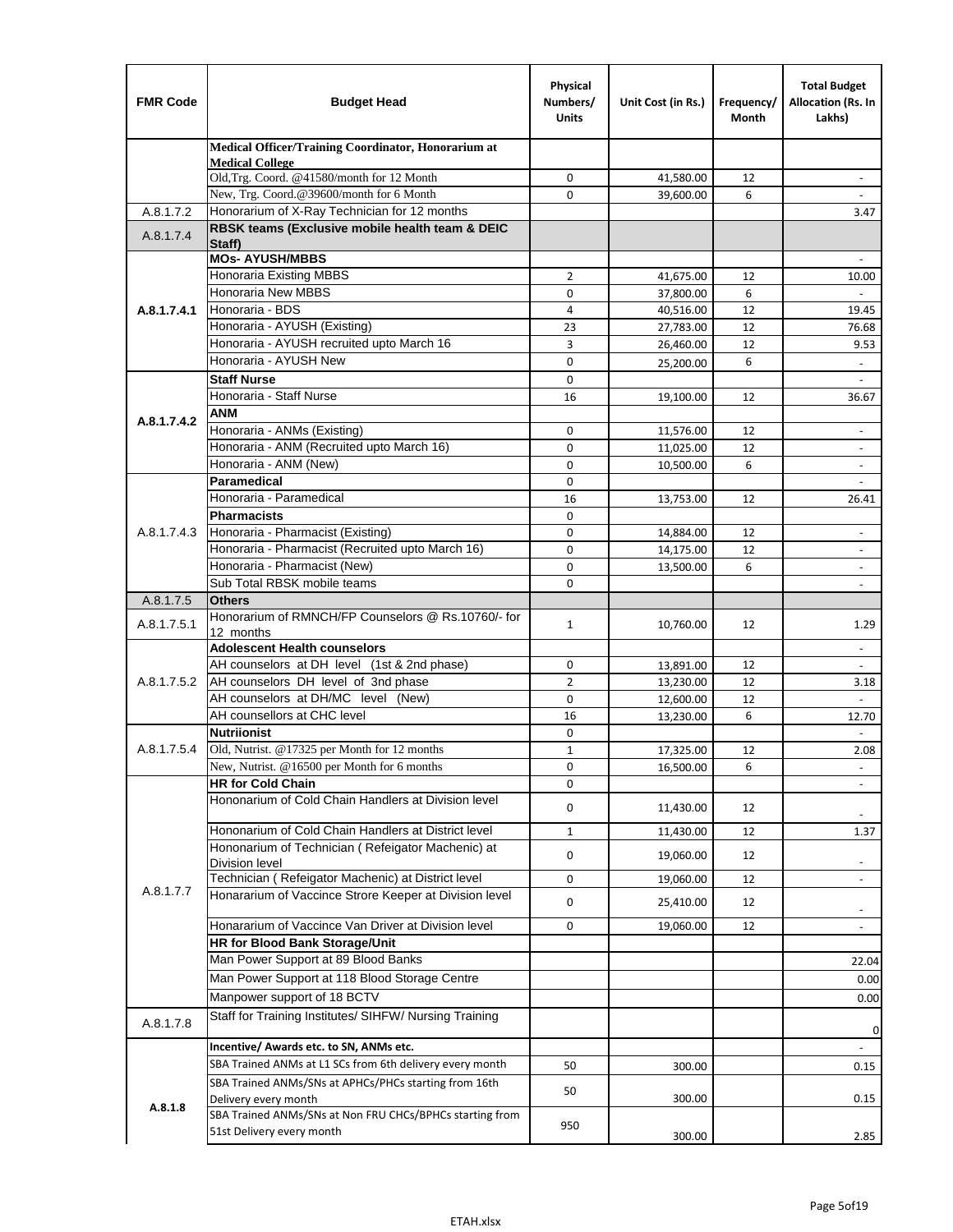| FMR Code | Budget Head | Physical Numbers/ Units | Unit Cost (in Rs.) | Frequency/ Month | Total Budget Allocation (Rs. In Lakhs) |
|---|---|---|---|---|---|
| | **Medical Officer/Training Coordinator, Honorarium at Medical College** | | | | |
| | Old,Trg. Coord. @41580/month for 12 Month | 0 | 41,580.00 | 12 | - |
| | New, Trg. Coord.@39600/month for 6 Month | 0 | 39,600.00 | 6 | - |
| A.8.1.7.2 | Honorarium of X-Ray Technician for 12 months | | | | 3.47 |
| A.8.1.7.4 | **RBSK teams (Exclusive mobile health team & DEIC Staff)** | | | | |
| A.8.1.7.4.1 | **MOs- AYUSH/MBBS** | | | | - |
| | Honoraria Existing MBBS | 2 | 41,675.00 | 12 | 10.00 |
| | Honoraria New MBBS | 0 | 37,800.00 | 6 | - |
| | Honoraria - BDS | 4 | 40,516.00 | 12 | 19.45 |
| | Honoraria - AYUSH (Existing) | 23 | 27,783.00 | 12 | 76.68 |
| | Honoraria - AYUSH recruited upto March 16 | 3 | 26,460.00 | 12 | 9.53 |
| | Honoraria - AYUSH New | 0 | 25,200.00 | 6 | - |
| A.8.1.7.4.2 | **Staff Nurse** | 0 | | | - |
| | Honoraria - Staff Nurse | 16 | 19,100.00 | 12 | 36.67 |
| | **ANM** | | | | |
| | Honoraria - ANMs (Existing) | 0 | 11,576.00 | 12 | - |
| | Honoraria - ANM (Recruited upto March 16) | 0 | 11,025.00 | 12 | - |
| | Honoraria - ANM (New) | 0 | 10,500.00 | 6 | - |
| A.8.1.7.4.3 | **Paramedical** | 0 | | | - |
| | Honoraria - Paramedical | 16 | 13,753.00 | 12 | 26.41 |
| | **Pharmacists** | 0 | | | |
| | Honoraria - Pharmacist (Existing) | 0 | 14,884.00 | 12 | - |
| | Honoraria - Pharmacist (Recruited upto March 16) | 0 | 14,175.00 | 12 | - |
| | Honoraria - Pharmacist (New) | 0 | 13,500.00 | 6 | - |
| | Sub Total RBSK mobile teams | 0 | | | - |
| A.8.1.7.5 | **Others** | | | | |
| A.8.1.7.5.1 | Honorarium of RMNCH/FP Counselors @ Rs.10760/- for 12 months | 1 | 10,760.00 | 12 | 1.29 |
| A.8.1.7.5.2 | **Adolescent Health counselors** | | | | - |
| | AH counselors at DH level (1st & 2nd phase) | 0 | 13,891.00 | 12 | - |
| | AH counselors DH level of 3nd phase | 2 | 13,230.00 | 12 | 3.18 |
| | AH counselors at DH/MC level (New) | 0 | 12,600.00 | 12 | - |
| | AH counsellors at CHC level | 16 | 13,230.00 | 6 | 12.70 |
| A.8.1.7.5.4 | **Nutriionist** | 0 | | | - |
| | Old, Nutrist. @17325 per Month for 12 months | 1 | 17,325.00 | 12 | 2.08 |
| | New, Nutrist. @16500 per Month for 6 months | 0 | 16,500.00 | 6 | - |
| A.8.1.7.7 | **HR for Cold Chain** | 0 | | | - |
| | Hononarium of Cold Chain Handlers at Division level | 0 | 11,430.00 | 12 | - |
| | Hononarium of Cold Chain Handlers at District level | 1 | 11,430.00 | 12 | 1.37 |
| | Hononarium of Technician ( Refeigator Machenic) at Division level | 0 | 19,060.00 | 12 | - |
| | Technician ( Refeigator Machenic) at District level | 0 | 19,060.00 | 12 | - |
| | Honorarium of Vaccince Strore Keeper at Division level | 0 | 25,410.00 | 12 | - |
| | Honorarium of Vaccince Van Driver at Division level | 0 | 19,060.00 | 12 | - |
| | **HR for Blood Bank Storage/Unit** | | | | |
| | Man Power Support at 89 Blood Banks | | | | 22.04 |
| | Man Power Support at 118 Blood Storage Centre | | | | 0.00 |
| | Manpower support of 18 BCTV | | | | 0.00 |
| A.8.1.7.8 | Staff for Training Institutes/ SIHFW/ Nursing Training | | | | 0 |
| A.8.1.8 | **Incentive/ Awards etc. to SN, ANMs etc.** | | | | - |
| | SBA Trained ANMs at L1 SCs from 6th delivery every month | 50 | 300.00 | | 0.15 |
| | SBA Trained ANMs/SNs at APHCs/PHCs starting from 16th Delivery every month | 50 | 300.00 | | 0.15 |
| | SBA Trained ANMs/SNs at Non FRU CHCs/BPHCs starting from 51st Delivery every month | 950 | 300.00 | | 2.85 |

ETAH.xlsx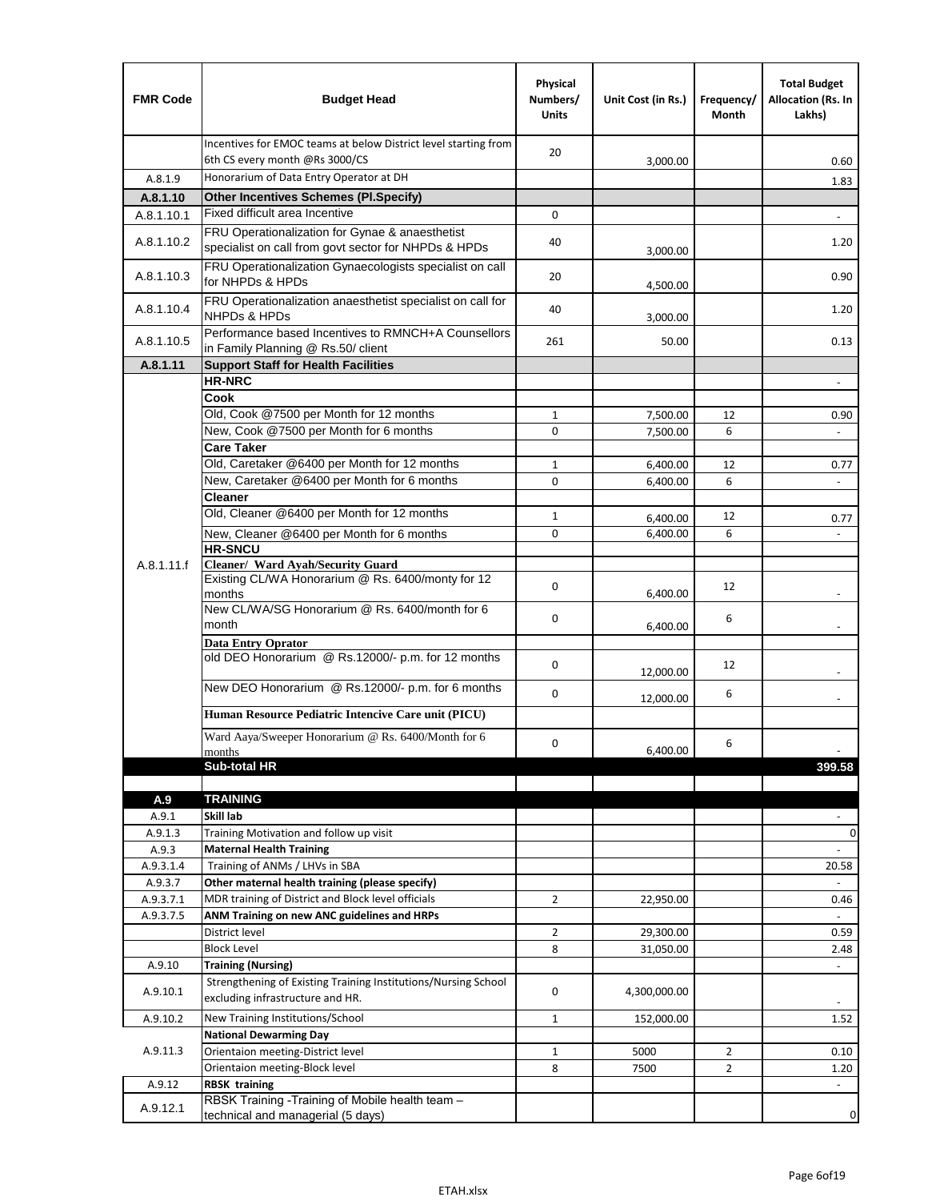| FMR Code | Budget Head | Physical Numbers/ Units | Unit Cost (in Rs.) | Frequency/ Month | Total Budget Allocation (Rs. In Lakhs) |
|---|---|---|---|---|---|
| | Incentives for EMOC teams at below District level starting from 6th CS every month @Rs 3000/CS | 20 | 3,000.00 | | 0.60 |
| A.8.1.9 | Honorarium of Data Entry Operator at DH | | | | 1.83 |
| **A.8.1.10** | **Other Incentives Schemes (Pl.Specify)** | | | | |
| A.8.1.10.1 | Fixed difficult area Incentive | 0 | | | - |
| A.8.1.10.2 | FRU Operationalization for Gynae & anaesthetist specialist on call from govt sector for NHPDs & HPDs | 40 | 3,000.00 | | 1.20 |
| A.8.1.10.3 | FRU Operationalization Gynaecologists specialist on call for NHPDs & HPDs | 20 | 4,500.00 | | 0.90 |
| A.8.1.10.4 | FRU Operationalization anaesthetist specialist on call for NHPDs & HPDs | 40 | 3,000.00 | | 1.20 |
| A.8.1.10.5 | Performance based Incentives to RMNCH+A Counsellors in Family Planning @ Rs.50/ client | 261 | 50.00 | | 0.13 |
| **A.8.1.11** | **Support Staff for Health Facilities** | | | | |
| A.8.1.11.f | **HR-NRC** | | | | - |
| | **Cook** | | | | |
| | Old, Cook @7500 per Month for 12 months | 1 | 7,500.00 | 12 | 0.90 |
| | New, Cook @7500 per Month for 6 months | 0 | 7,500.00 | 6 | - |
| | **Care Taker** | | | | |
| | Old, Caretaker @6400 per Month for 12 months | 1 | 6,400.00 | 12 | 0.77 |
| | New, Caretaker @6400 per Month for 6 months | 0 | 6,400.00 | 6 | - |
| | **Cleaner** | | | | |
| | Old, Cleaner @6400 per Month for 12 months | 1 | 6,400.00 | 12 | 0.77 |
| | New, Cleaner @6400 per Month for 6 months | 0 | 6,400.00 | 6 | - |
| | **HR-SNCU** | | | | |
| | **Cleaner/ Ward Ayah/Security Guard** | | | | |
| | Existing CL/WA Honorarium @ Rs. 6400/monty for 12 months | 0 | 6,400.00 | 12 | - |
| | New CL/WA/SG Honorarium @ Rs. 6400/month for 6 month | 0 | 6,400.00 | 6 | - |
| | **Data Entry Oprator** | | | | |
| | old DEO Honorarium @ Rs.12000/- p.m. for 12 months | 0 | 12,000.00 | 12 | - |
| | New DEO Honorarium @ Rs.12000/- p.m. for 6 months | 0 | 12,000.00 | 6 | - |
| | **Human Resource Pediatric Intencive Care unit (PICU)** | | | | |
| | Ward Aaya/Sweeper Honorarium @ Rs. 6400/Month for 6 months | 0 | 6,400.00 | 6 | - |
| | **Sub-total HR** | | | | **399.58** |
| | | | | | |
| **A.9** | **TRAINING** | | | | |
| A.9.1 | **Skill lab** | | | | - |
| A.9.1.3 | Training Motivation and follow up visit | | | | 0 |
| A.9.3 | **Maternal Health Training** | | | | - |
| A.9.3.1.4 | Training of ANMs / LHVs in SBA | | | | 20.58 |
| A.9.3.7 | **Other maternal health training (please specify)** | | | | - |
| A.9.3.7.1 | MDR training of District and Block level officials | 2 | 22,950.00 | | 0.46 |
| A.9.3.7.5 | **ANM Training on new ANC guidelines and HRPs** | | | | - |
| | District level | 2 | 29,300.00 | | 0.59 |
| | Block Level | 8 | 31,050.00 | | 2.48 |
| A.9.10 | **Training (Nursing)** | | | | - |
| A.9.10.1 | Strengthening of Existing Training Institutions/Nursing School excluding infrastructure and HR. | 0 | 4,300,000.00 | | - |
| A.9.10.2 | New Training Institutions/School | 1 | 152,000.00 | | 1.52 |
| A.9.11.3 | **National Dewarming Day** | | | | |
| | Orientaion meeting-District level | 1 | 5000 | 2 | 0.10 |
| | Orientaion meeting-Block level | 8 | 7500 | 2 | 1.20 |
| A.9.12 | **RBSK training** | | | | - |
| A.9.12.1 | RBSK Training -Training of Mobile health team – technical and managerial (5 days) | | | | 0 |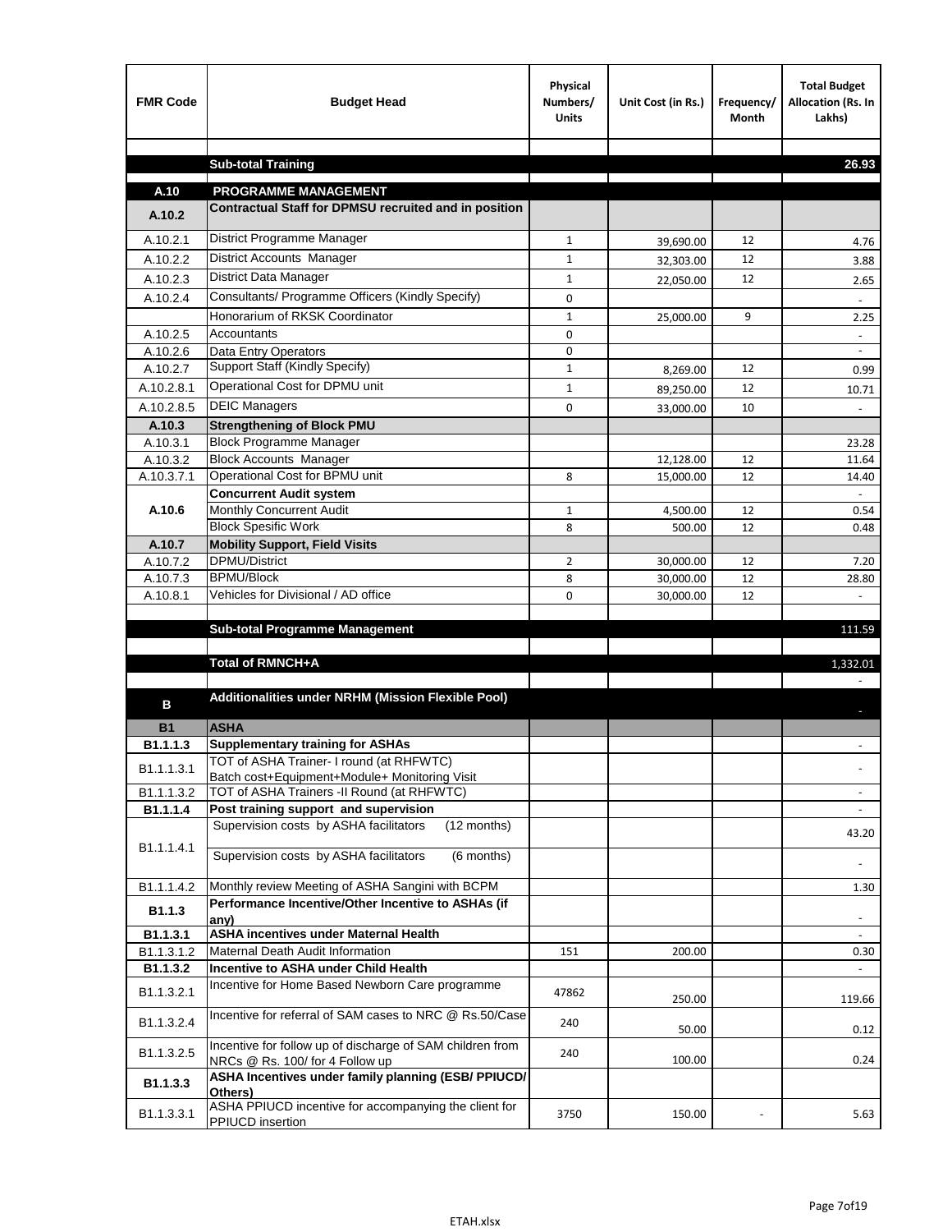| FMR Code | Budget Head | Physical Numbers/ Units | Unit Cost (in Rs.) | Frequency/ Month | Total Budget Allocation (Rs. In Lakhs) |
|---|---|---|---|---|---|
| | | | | | |
| | **Sub-total Training** | | | | **26.93** |
| | | | | | |
| **A.10** | **PROGRAMME MANAGEMENT** | | | | |
| **A.10.2** | **Contractual Staff for DPMSU recruited and in position** | | | | |
| A.10.2.1 | District Programme Manager | 1 | 39,690.00 | 12 | 4.76 |
| A.10.2.2 | District Accounts Manager | 1 | 32,303.00 | 12 | 3.88 |
| A.10.2.3 | District Data Manager | 1 | 22,050.00 | 12 | 2.65 |
| A.10.2.4 | Consultants/ Programme Officers (Kindly Specify) | 0 | | | - |
| | Honorarium of RKSK Coordinator | 1 | 25,000.00 | 9 | 2.25 |
| A.10.2.5 | Accountants | 0 | | | - |
| A.10.2.6 | Data Entry Operators | 0 | | | - |
| A.10.2.7 | Support Staff (Kindly Specify) | 1 | 8,269.00 | 12 | 0.99 |
| A.10.2.8.1 | Operational Cost for DPMU unit | 1 | 89,250.00 | 12 | 10.71 |
| A.10.2.8.5 | DEIC Managers | 0 | 33,000.00 | 10 | - |
| **A.10.3** | **Strengthening of Block PMU** | | | | |
| A.10.3.1 | Block Programme Manager | | | | 23.28 |
| A.10.3.2 | Block Accounts Manager | | 12,128.00 | 12 | 11.64 |
| A.10.3.7.1 | Operational Cost for BPMU unit | 8 | 15,000.00 | 12 | 14.40 |
| **A.10.6** | **Concurrent Audit system** | | | | - |
| | Monthly Concurrent Audit | 1 | 4,500.00 | 12 | 0.54 |
| | Block Spesific Work | 8 | 500.00 | 12 | 0.48 |
| **A.10.7** | **Mobility Support, Field Visits** | | | | |
| A.10.7.2 | DPMU/District | 2 | 30,000.00 | 12 | 7.20 |
| A.10.7.3 | BPMU/Block | 8 | 30,000.00 | 12 | 28.80 |
| A.10.8.1 | Vehicles for Divisional / AD office | 0 | 30,000.00 | 12 | - |
| | | | | | |
| | **Sub-total Programme Management** | | | | 111.59 |
| | | | | | |
| | **Total of RMNCH+A** | | | | 1,332.01 |
| | | | | | - |
| **B** | **Additionalities under NRHM (Mission Flexible Pool)** | | | | - |
| **B1** | **ASHA** | | | | |
| **B1.1.1.3** | **Supplementary training for ASHAs** | | | | - |
| B1.1.1.3.1 | TOT of ASHA Trainer- I round (at RHFWTC) Batch cost+Equipment+Module+ Monitoring Visit | | | | - |
| B1.1.1.3.2 | TOT of ASHA Trainers -II Round (at RHFWTC) | | | | - |
| **B1.1.1.4** | **Post training support and supervision** | | | | - |
| B1.1.1.4.1 | Supervision costs by ASHA facilitators (12 months) | | | | 43.20 |
| | Supervision costs by ASHA facilitators (6 months) | | | | - |
| B1.1.1.4.2 | Monthly review Meeting of ASHA Sangini with BCPM | | | | 1.30 |
| **B1.1.3** | **Performance Incentive/Other Incentive to ASHAs (if any)** | | | | - |
| **B1.1.3.1** | **ASHA incentives under Maternal Health** | | | | - |
| B1.1.3.1.2 | Maternal Death Audit Information | 151 | 200.00 | | 0.30 |
| **B1.1.3.2** | **Incentive to ASHA under Child Health** | | | | - |
| B1.1.3.2.1 | Incentive for Home Based Newborn Care programme | 47862 | 250.00 | | 119.66 |
| B1.1.3.2.4 | Incentive for referral of SAM cases to NRC @ Rs.50/Case | 240 | 50.00 | | 0.12 |
| B1.1.3.2.5 | Incentive for follow up of discharge of SAM children from NRCs @ Rs. 100/ for 4 Follow up | 240 | 100.00 | | 0.24 |
| **B1.1.3.3** | **ASHA Incentives under family planning (ESB/ PPIUCD/ Others)** | | | | |
| B1.1.3.3.1 | ASHA PPIUCD incentive for accompanying the client for PPIUCD insertion | 3750 | 150.00 | - | 5.63 |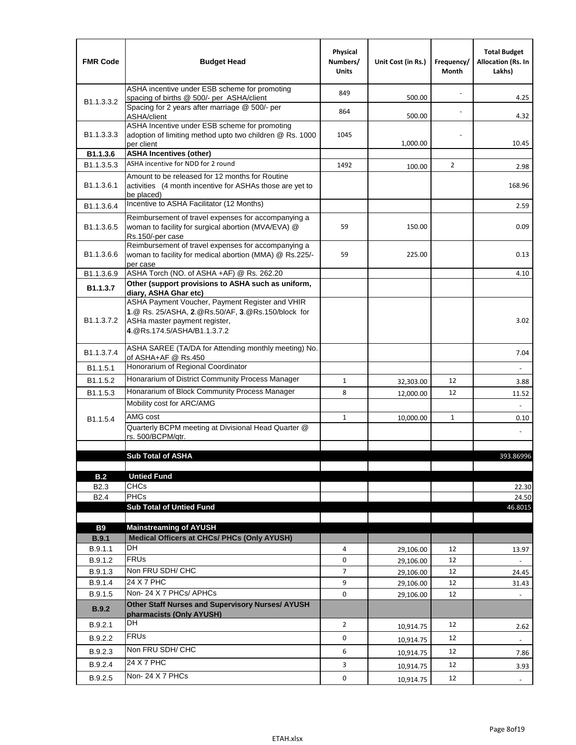| FMR Code | Budget Head | Physical Numbers/ Units | Unit Cost (in Rs.) | Frequency/ Month | Total Budget Allocation (Rs. In Lakhs) |
|---|---|---|---|---|---|
| B1.1.3.3.2 | ASHA incentive under ESB scheme for promoting spacing of births @ 500/- per ASHA/client | 849 | 500.00 | - | 4.25 |
| | Spacing for 2 years after marriage @ 500/- per ASHA/client | 864 | 500.00 | - | 4.32 |
| B1.1.3.3.3 | ASHA Incentive under ESB scheme for promoting adoption of limiting method upto two children @ Rs. 1000 per client | 1045 | 1,000.00 | - | 10.45 |
| **B1.1.3.6** | **ASHA Incentives (other)** | | | | |
| B1.1.3.5.3 | ASHA incentive for NDD for 2 round | 1492 | 100.00 | 2 | 2.98 |
| B1.1.3.6.1 | Amount to be released for 12 months for Routine activities (4 month incentive for ASHAs those are yet to be placed) | | | | 168.96 |
| B1.1.3.6.4 | Incentive to ASHA Facilitator (12 Months) | | | | 2.59 |
| B1.1.3.6.5 | Reimbursement of travel expenses for accompanying a woman to facility for surgical abortion (MVA/EVA) @ Rs.150/-per case | 59 | 150.00 | | 0.09 |
| B1.1.3.6.6 | Reimbursement of travel expenses for accompanying a woman to facility for medical abortion (MMA) @ Rs.225/- per case | 59 | 225.00 | | 0.13 |
| B1.1.3.6.9 | ASHA Torch (NO. of ASHA +AF) @ Rs. 262.20 | | | | 4.10 |
| **B1.1.3.7** | **Other (support provisions to ASHA such as uniform, diary, ASHA Ghar etc)** | | | | |
| B1.1.3.7.2 | ASHA Payment Voucher, Payment Register and VHIR **1**.@ Rs. 25/ASHA, **2**.@Rs.50/AF, **3**.@Rs.150/block for ASHa master payment register, **4**.@Rs.174.5/ASHA/B1.1.3.7.2 | | | | 3.02 |
| B1.1.3.7.4 | ASHA SAREE (TA/DA for Attending monthly meeting) No. of ASHA+AF @ Rs.450 | | | | 7.04 |
| B1.1.5.1 | Honorarium of Regional Coordinator | | | | - |
| B1.1.5.2 | Honararium of District Community Process Manager | 1 | 32,303.00 | 12 | 3.88 |
| B1.1.5.3 | Honararium of Block Community Process Manager | 8 | 12,000.00 | 12 | 11.52 |
| B1.1.5.4 | Mobility cost for ARC/AMG | | | | - |
| | AMG cost | 1 | 10,000.00 | 1 | 0.10 |
| | Quarterly BCPM meeting at Divisional Head Quarter @ rs. 500/BCPM/qtr. | | | | - |
| | | | | | |
| | **Sub Total of ASHA** | | | | 393.86996 |
| | | | | | |
| **B.2** | **Untied Fund** | | | | |
| B2.3 | CHCs | | | | 22.30 |
| B2.4 | PHCs | | | | 24.50 |
| | **Sub Total of Untied Fund** | | | | 46.8015 |
| | | | | | |
| **B9** | **Mainstreaming of AYUSH** | | | | |
| **B.9.1** | **Medical Officers at CHCs/ PHCs (Only AYUSH)** | | | | |
| B.9.1.1 | DH | 4 | 29,106.00 | 12 | 13.97 |
| B.9.1.2 | FRUs | 0 | 29,106.00 | 12 | - |
| B.9.1.3 | Non FRU SDH/ CHC | 7 | 29,106.00 | 12 | 24.45 |
| B.9.1.4 | 24 X 7 PHC | 9 | 29,106.00 | 12 | 31.43 |
| B.9.1.5 | Non- 24 X 7 PHCs/ APHCs | 0 | 29,106.00 | 12 | - |
| **B.9.2** | **Other Staff Nurses and Supervisory Nurses/ AYUSH pharmacists (Only AYUSH)** | | | | |
| B.9.2.1 | DH | 2 | 10,914.75 | 12 | 2.62 |
| B.9.2.2 | FRUs | 0 | 10,914.75 | 12 | - |
| B.9.2.3 | Non FRU SDH/ CHC | 6 | 10,914.75 | 12 | 7.86 |
| B.9.2.4 | 24 X 7 PHC | 3 | 10,914.75 | 12 | 3.93 |
| B.9.2.5 | Non- 24 X 7 PHCs | 0 | 10,914.75 | 12 | - |

ETAH.xlsx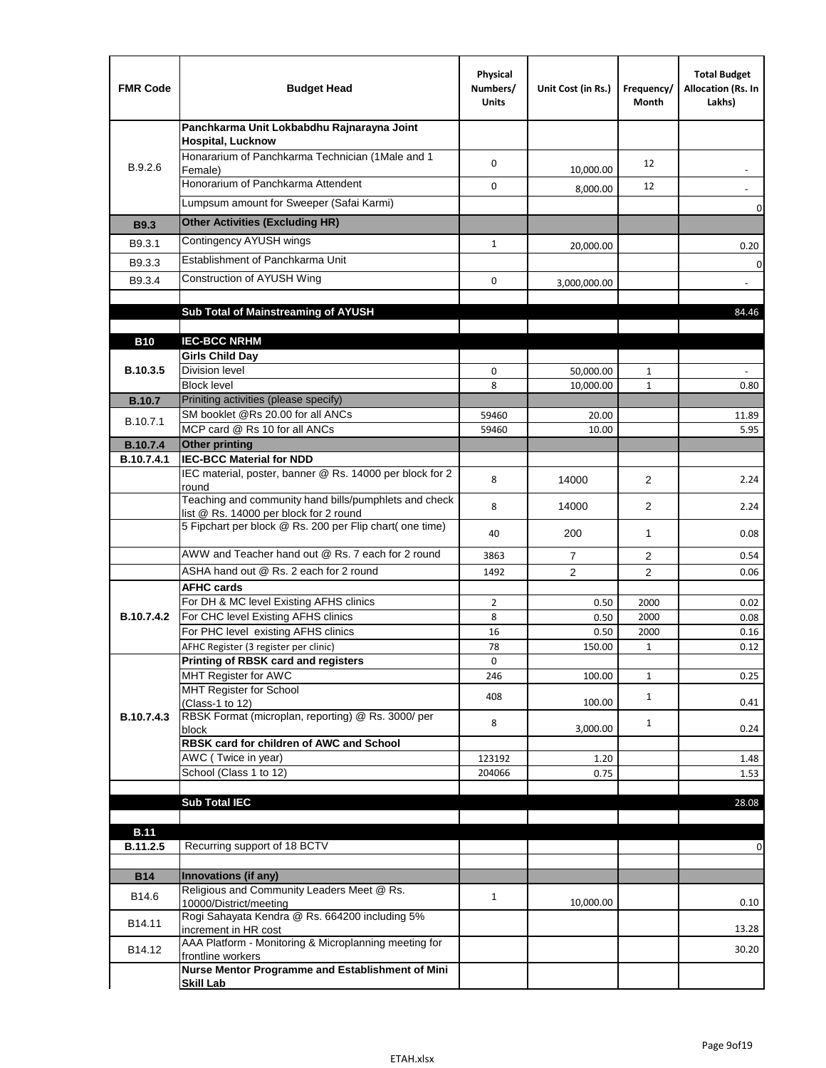| FMR Code | Budget Head | Physical Numbers/ Units | Unit Cost (in Rs.) | Frequency/ Month | Total Budget Allocation (Rs. In Lakhs) |
|---|---|---|---|---|---|
| B.9.2.6 | **Panchkarma Unit Lokbabdhu Rajnarayna Joint Hospital, Lucknow** | | | | |
| | Honorarium of Panchkarma Technician (1Male and 1 Female) | 0 | 10,000.00 | 12 | - |
| | Honorarium of Panchkarma Attendent | 0 | 8,000.00 | 12 | - |
| | Lumpsum amount for Sweeper (Safai Karmi) | | | | 0 |
| **B9.3** | **Other Activities (Excluding HR)** | | | | |
| B9.3.1 | Contingency AYUSH wings | 1 | 20,000.00 | | 0.20 |
| B9.3.3 | Establishment of Panchkarma Unit | | | | 0 |
| B9.3.4 | Construction of AYUSH Wing | 0 | 3,000,000.00 | | - |
| | | | | | |
| | **Sub Total of Mainstreaming of AYUSH** | | | | 84.46 |
| | | | | | |
| **B10** | **IEC-BCC NRHM** | | | | |
| **B.10.3.5** | **Girls Child Day** | | | | |
| | Division level | 0 | 50,000.00 | 1 | - |
| | Block level | 8 | 10,000.00 | 1 | 0.80 |
| **B.10.7** | Priniting activities (please specify) | | | | |
| B.10.7.1 | SM booklet @Rs 20.00 for all ANCs | 59460 | 20.00 | | 11.89 |
| | MCP card @ Rs 10 for all ANCs | 59460 | 10.00 | | 5.95 |
| **B.10.7.4** | **Other printing** | | | | |
| **B.10.7.4.1** | **IEC-BCC Material for NDD** | | | | |
| | IEC material, poster, banner @ Rs. 14000 per block for 2 round | 8 | 14000 | 2 | 2.24 |
| | Teaching and community hand bills/pumphlets and check list @ Rs. 14000 per block for 2 round | 8 | 14000 | 2 | 2.24 |
| | 5 Fipchart per block @ Rs. 200 per Flip chart( one time) | 40 | 200 | 1 | 0.08 |
| | AWW and Teacher hand out @ Rs. 7 each for 2 round | 3863 | 7 | 2 | 0.54 |
| | ASHA hand out @ Rs. 2 each for 2 round | 1492 | 2 | 2 | 0.06 |
| **B.10.7.4.2** | **AFHC cards** | | | | |
| | For DH & MC level Existing AFHS clinics | 2 | 0.50 | 2000 | 0.02 |
| | For CHC level Existing AFHS clinics | 8 | 0.50 | 2000 | 0.08 |
| | For PHC level existing AFHS clinics | 16 | 0.50 | 2000 | 0.16 |
| | AFHC Register (3 register per clinic) | 78 | 150.00 | 1 | 0.12 |
| **B.10.7.4.3** | **Printing of RBSK card and registers** | 0 | | | |
| | MHT Register for AWC | 246 | 100.00 | 1 | 0.25 |
| | MHT Register for School (Class-1 to 12) | 408 | 100.00 | 1 | 0.41 |
| | RBSK Format (microplan, reporting) @ Rs. 3000/ per block | 8 | 3,000.00 | 1 | 0.24 |
| | **RBSK card for children of AWC and School** | | | | |
| | AWC ( Twice in year) | 123192 | 1.20 | | 1.48 |
| | School (Class 1 to 12) | 204066 | 0.75 | | 1.53 |
| | | | | | |
| | **Sub Total IEC** | | | | 28.08 |
| | | | | | |
| **B.11** | | | | | |
| **B.11.2.5** | Recurring support of 18 BCTV | | | | 0 |
| | | | | | |
| **B14** | **Innovations (if any)** | | | | |
| B14.6 | Religious and Community Leaders Meet @ Rs. 10000/District/meeting | 1 | 10,000.00 | | 0.10 |
| B14.11 | Rogi Sahayata Kendra @ Rs. 664200 including 5% increment in HR cost | | | | 13.28 |
| B14.12 | AAA Platform - Monitoring & Microplanning meeting for frontline workers | | | | 30.20 |
| | **Nurse Mentor Programme and Establishment of Mini Skill Lab** | | | | |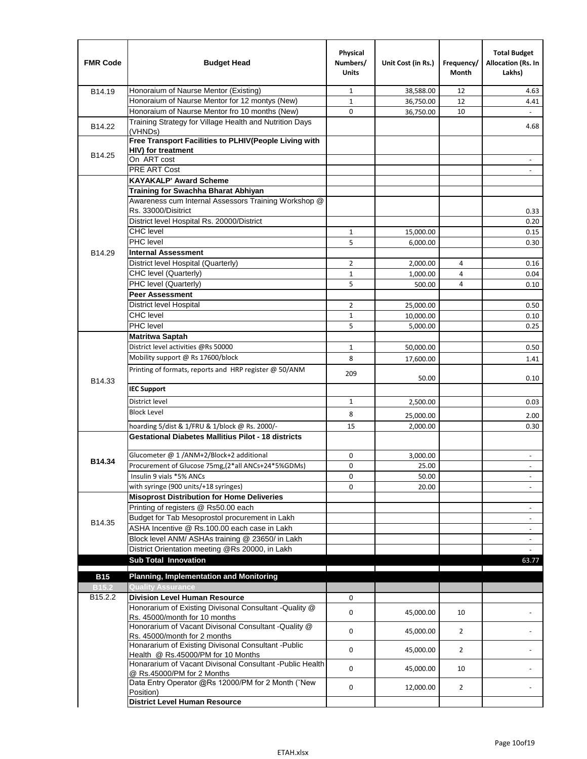| FMR Code | Budget Head | Physical Numbers/ Units | Unit Cost (in Rs.) | Frequency/ Month | Total Budget Allocation (Rs. In Lakhs) |
|---|---|---|---|---|---|
| B14.19 | Honoraium of Naurse Mentor (Existing) | 1 | 38,588.00 | 12 | 4.63 |
| | Honoraium of Naurse Mentor for 12 montys (New) | 1 | 36,750.00 | 12 | 4.41 |
| | Honoraium of Naurse Mentor fro 10 months (New) | 0 | 36,750.00 | 10 | - |
| B14.22 | Training Strategy for Village Health and Nutrition Days (VHNDs) | | | | 4.68 |
| B14.25 | **Free Transport Facilities to PLHIV(People Living with HIV) for treatment** | | | | |
| | On ART cost | | | | - |
| | PRE ART Cost | | | | - |
| B14.29 | **KAYAKALP' Award Scheme** | | | | |
| | **Training for Swachha Bharat Abhiyan** | | | | |
| | Awareness cum Internal Assessors Training Workshop @ Rs. 33000/Disitrict | | | | 0.33 |
| | District level Hospital Rs. 20000/District | | | | 0.20 |
| | CHC level | 1 | 15,000.00 | | 0.15 |
| | PHC level | 5 | 6,000.00 | | 0.30 |
| | **Internal Assessment** | | | | |
| | District level Hospital (Quarterly) | 2 | 2,000.00 | 4 | 0.16 |
| | CHC level (Quarterly) | 1 | 1,000.00 | 4 | 0.04 |
| | PHC level (Quarterly) | 5 | 500.00 | 4 | 0.10 |
| | **Peer Assessment** | | | | |
| | District level Hospital | 2 | 25,000.00 | | 0.50 |
| | CHC level | 1 | 10,000.00 | | 0.10 |
| | PHC level | 5 | 5,000.00 | | 0.25 |
| B14.33 | **Matritwa Saptah** | | | | |
| | District level activities @Rs 50000 | 1 | 50,000.00 | | 0.50 |
| | Mobility support @ Rs 17600/block | 8 | 17,600.00 | | 1.41 |
| | Printing of formats, reports and HRP register @ 50/ANM | 209 | 50.00 | | 0.10 |
| | **IEC Support** | | | | |
| | District level | 1 | 2,500.00 | | 0.03 |
| | Block Level | 8 | 25,000.00 | | 2.00 |
| | hoarding 5/dist & 1/FRU & 1/block @ Rs. 2000/- | 15 | 2,000.00 | | 0.30 |
| **B14.34** | **Gestational Diabetes Mallitius Pilot - 18 districts** | | | | |
| | Glucometer @ 1 /ANM+2/Block+2 additional | 0 | 3,000.00 | | - |
| | Procurement of Glucose 75mg,(2*all ANCs+24*5%GDMs) | 0 | 25.00 | | - |
| | Insulin 9 vials *5% ANCs | 0 | 50.00 | | - |
| | with syringe (900 units/+18 syringes) | 0 | 20.00 | | - |
| B14.35 | **Misoprost Distribution for Home Deliveries** | | | | |
| | Printing of registers @ Rs50.00 each | | | | - |
| | Budget for Tab Mesoprostol procurement in Lakh | | | | - |
| | ASHA Incentive @ Rs.100.00 each case in Lakh | | | | - |
| | Block level ANM/ ASHAs training @ 23650/ in Lakh | | | | - |
| | District Orientation meeting @Rs 20000, in Lakh | | | | - |
| | **Sub Total Innovation** | | | | 63.77 |
| **B15** | **Planning, Implementation and Monitoring** | | | | |
| **B15.2** | **Quality Assurance** | | | | |
| B15.2.2 | **Division Level Human Resource** | 0 | | | |
| | Honorarium of Existing Divisonal Consultant -Quality @ Rs. 45000/month for 10 months | 0 | 45,000.00 | 10 | - |
| | Honorarium of Vacant Divisonal Consultant -Quality @ Rs. 45000/month for 2 months | 0 | 45,000.00 | 2 | - |
| | Honararium of Existing Divisonal Consultant -Public Health @ Rs.45000/PM for 10 Months | 0 | 45,000.00 | 2 | - |
| | Honararium of Vacant Divisonal Consultant -Public Health @ Rs.45000/PM for 2 Months | 0 | 45,000.00 | 10 | - |
| | Data Entry Operator @Rs 12000/PM for 2 Month ("New Position) | 0 | 12,000.00 | 2 | - |
| | **District Level Human Resource** | | | | |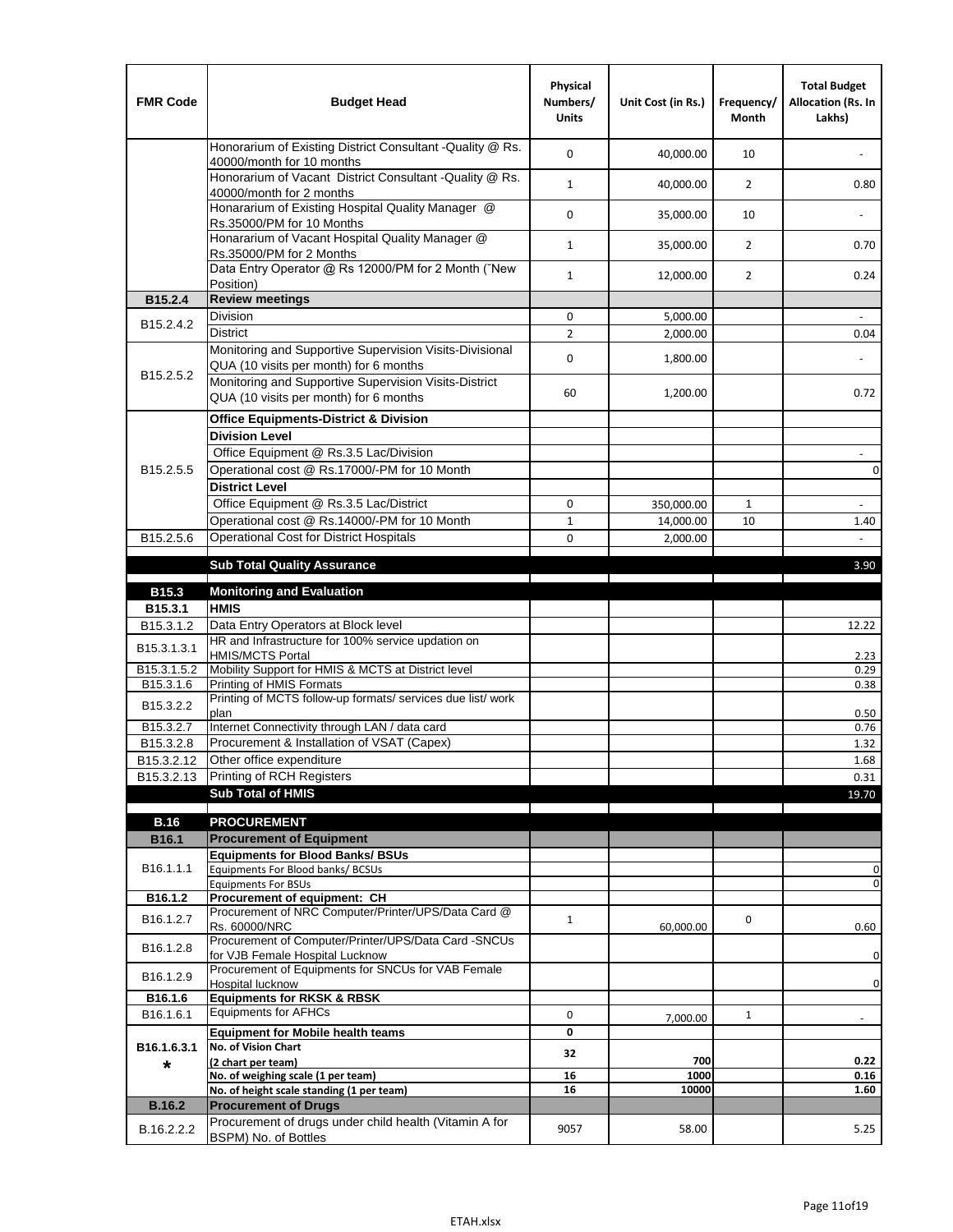| FMR Code | Budget Head | Physical Numbers/ Units | Unit Cost (in Rs.) | Frequency/ Month | Total Budget Allocation (Rs. In Lakhs) |
|---|---|---|---|---|---|
| | Honorarium of Existing District Consultant -Quality @ Rs. 40000/month for 10 months | 0 | 40,000.00 | 10 | - |
| | Honorarium of Vacant District Consultant -Quality @ Rs. 40000/month for 2 months | 1 | 40,000.00 | 2 | 0.80 |
| | Honararium of Existing Hospital Quality Manager @ Rs.35000/PM for 10 Months | 0 | 35,000.00 | 10 | - |
| | Honararium of Vacant Hospital Quality Manager @ Rs.35000/PM for 2 Months | 1 | 35,000.00 | 2 | 0.70 |
| | Data Entry Operator @ Rs 12000/PM for 2 Month (˜New Position) | 1 | 12,000.00 | 2 | 0.24 |
| **B15.2.4** | **Review meetings** | | | | |
| B15.2.4.2 | Division | 0 | 5,000.00 | | - |
| | District | 2 | 2,000.00 | | 0.04 |
| B15.2.5.2 | Monitoring and Supportive Supervision Visits-Divisional QUA (10 visits per month) for 6 months | 0 | 1,800.00 | | - |
| | Monitoring and Supportive Supervision Visits-District QUA (10 visits per month) for 6 months | 60 | 1,200.00 | | 0.72 |
| B15.2.5.5 | **Office Equipments-District & Division** | | | | |
| | **Division Level** | | | | |
| | Office Equipment @ Rs.3.5 Lac/Division | | | | - |
| | Operational cost @ Rs.17000/-PM for 10 Month | | | | 0 |
| | **District Level** | | | | |
| | Office Equipment @ Rs.3.5 Lac/District | 0 | 350,000.00 | 1 | - |
| | Operational cost @ Rs.14000/-PM for 10 Month | 1 | 14,000.00 | 10 | 1.40 |
| B15.2.5.6 | Operational Cost for District Hospitals | 0 | 2,000.00 | | - |
| | **Sub Total Quality Assurance** | | | | 3.90 |
| **B15.3** | **Monitoring and Evaluation** | | | | |
| **B15.3.1** | **HMIS** | | | | |
| B15.3.1.2 | Data Entry Operators at Block level | | | | 12.22 |
| B15.3.1.3.1 | HR and Infrastructure for 100% service updation on HMIS/MCTS Portal | | | | 2.23 |
| B15.3.1.5.2 | Mobility Support for HMIS & MCTS at District level | | | | 0.29 |
| B15.3.1.6 | Printing of HMIS Formats | | | | 0.38 |
| B15.3.2.2 | Printing of MCTS follow-up formats/ services due list/ work plan | | | | 0.50 |
| B15.3.2.7 | Internet Connectivity through LAN / data card | | | | 0.76 |
| B15.3.2.8 | Procurement & Installation of VSAT (Capex) | | | | 1.32 |
| B15.3.2.12 | Other office expenditure | | | | 1.68 |
| B15.3.2.13 | Printing of RCH Registers | | | | 0.31 |
| | **Sub Total of HMIS** | | | | 19.70 |
| **B.16** | **PROCUREMENT** | | | | |
| **B16.1** | **Procurement of Equipment** | | | | |
| B16.1.1.1 | **Equipments for Blood Banks/ BSUs** | | | | |
| | Equipments For Blood banks/ BCSUs | | | | 0 |
| | Equipments For BSUs | | | | 0 |
| **B16.1.2** | **Procurement of equipment: CH** | | | | |
| B16.1.2.7 | Procurement of NRC Computer/Printer/UPS/Data Card @ Rs. 60000/NRC | 1 | 60,000.00 | 0 | 0.60 |
| B16.1.2.8 | Procurement of Computer/Printer/UPS/Data Card -SNCUs for VJB Female Hospital Lucknow | | | | 0 |
| B16.1.2.9 | Procurement of Equipments for SNCUs for VAB Female Hospital lucknow | | | | 0 |
| **B16.1.6** | **Equipments for RKSK & RBSK** | | | | |
| B16.1.6.1 | Equipments for AFHCs | 0 | 7,000.00 | 1 | - |
| B16.1.6.3.1 * | **Equipment for Mobile health teams** | 0 | | | |
| | **No. of Vision Chart (2 chart per team)** | 32 | 700 | | 0.22 |
| | **No. of weighing scale (1 per team)** | 16 | 1000 | | 0.16 |
| | **No. of height scale standing (1 per team)** | 16 | 10000 | | 1.60 |
| **B.16.2** | **Procurement of Drugs** | | | | |
| B.16.2.2.2 | Procurement of drugs under child health (Vitamin A for BSPM) No. of Bottles | 9057 | 58.00 | | 5.25 |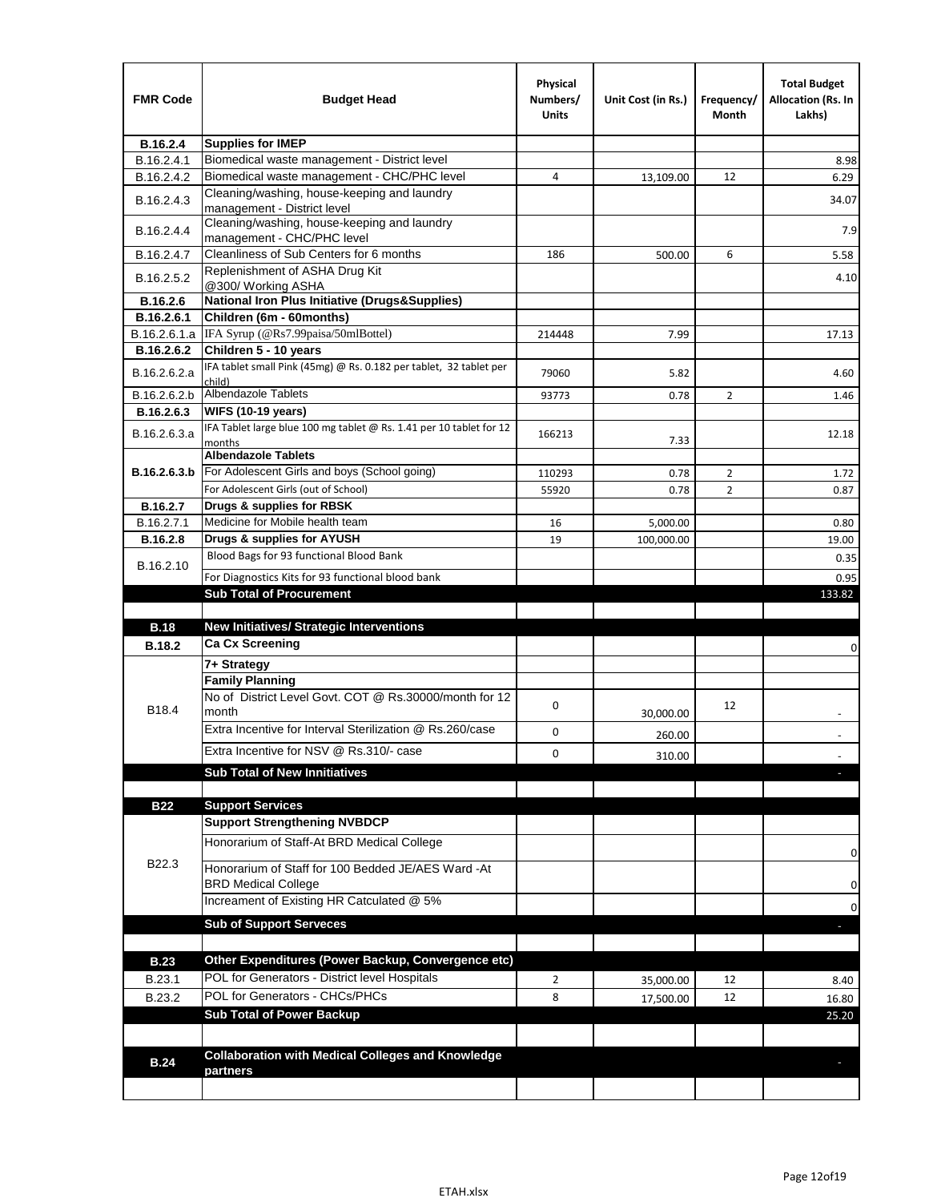| FMR Code | Budget Head | Physical Numbers/ Units | Unit Cost (in Rs.) | Frequency/ Month | Total Budget Allocation (Rs. In Lakhs) |
|---|---|---|---|---|---|
| **B.16.2.4** | **Supplies for IMEP** | | | | |
| B.16.2.4.1 | Biomedical waste management - District level | | | | 8.98 |
| B.16.2.4.2 | Biomedical waste management - CHC/PHC level | 4 | 13,109.00 | 12 | 6.29 |
| B.16.2.4.3 | Cleaning/washing, house-keeping and laundry management - District level | | | | 34.07 |
| B.16.2.4.4 | Cleaning/washing, house-keeping and laundry management - CHC/PHC level | | | | 7.9 |
| B.16.2.4.7 | Cleanliness of Sub Centers for 6 months | 186 | 500.00 | 6 | 5.58 |
| B.16.2.5.2 | Replenishment of ASHA Drug Kit @300/ Working ASHA | | | | 4.10 |
| **B.16.2.6** | **National Iron Plus Initiative (Drugs&Supplies)** | | | | |
| **B.16.2.6.1** | **Children (6m - 60months)** | | | | |
| B.16.2.6.1.a | IFA Syrup (@Rs7.99paisa/50mlBottel) | 214448 | 7.99 | | 17.13 |
| **B.16.2.6.2** | **Children 5 - 10 years** | | | | |
| B.16.2.6.2.a | IFA tablet small Pink (45mg) @ Rs. 0.182 per tablet, 32 tablet per child) | 79060 | 5.82 | | 4.60 |
| B.16.2.6.2.b | Albendazole Tablets | 93773 | 0.78 | 2 | 1.46 |
| **B.16.2.6.3** | **WIFS (10-19 years)** | | | | |
| B.16.2.6.3.a | IFA Tablet large blue 100 mg tablet @ Rs. 1.41 per 10 tablet for 12 months | 166213 | 7.33 | | 12.18 |
| **B.16.2.6.3.b** | **Albendazole Tablets** | | | | |
| | For Adolescent Girls and boys (School going) | 110293 | 0.78 | 2 | 1.72 |
| | For Adolescent Girls (out of School) | 55920 | 0.78 | 2 | 0.87 |
| **B.16.2.7** | **Drugs & supplies for RBSK** | | | | |
| B.16.2.7.1 | Medicine for Mobile health team | 16 | 5,000.00 | | 0.80 |
| **B.16.2.8** | **Drugs & supplies for AYUSH** | 19 | 100,000.00 | | 19.00 |
| B.16.2.10 | Blood Bags for 93 functional Blood Bank | | | | 0.35 |
| | For Diagnostics Kits for 93 functional blood bank | | | | 0.95 |
| | **Sub Total of Procurement** | | | | 133.82 |
| | | | | | |
| **B.18** | **New Initiatives/ Strategic Interventions** | | | | |
| **B.18.2** | **Ca Cx Screening** | | | | 0 |
| B18.4 | **7+ Strategy** | | | | |
| | **Family Planning** | | | | |
| | No of District Level Govt. COT @ Rs.30000/month for 12 month | 0 | 30,000.00 | 12 | - |
| | Extra Incentive for Interval Sterilization @ Rs.260/case | 0 | 260.00 | | - |
| | Extra Incentive for NSV @ Rs.310/- case | 0 | 310.00 | | - |
| | **Sub Total of New Innitiatives** | | | | - |
| | | | | | |
| **B22** | **Support Services** | | | | |
| B22.3 | **Support Strengthening NVBDCP** | | | | |
| | Honorarium of Staff-At BRD Medical College | | | | 0 |
| | Honorarium of Staff for 100 Bedded JE/AES Ward -At BRD Medical College | | | | 0 |
| | Increament of Existing HR Catculated @ 5% | | | | 0 |
| | **Sub of Support Serveces** | | | | - |
| | | | | | |
| **B.23** | **Other Expenditures (Power Backup, Convergence etc)** | | | | |
| B.23.1 | POL for Generators - District level Hospitals | 2 | 35,000.00 | 12 | 8.40 |
| B.23.2 | POL for Generators - CHCs/PHCs | 8 | 17,500.00 | 12 | 16.80 |
| | **Sub Total of Power Backup** | | | | 25.20 |
| | | | | | |
| **B.24** | **Collaboration with Medical Colleges and Knowledge partners** | | | | - |
| | | | | | |

ETAH.xlsx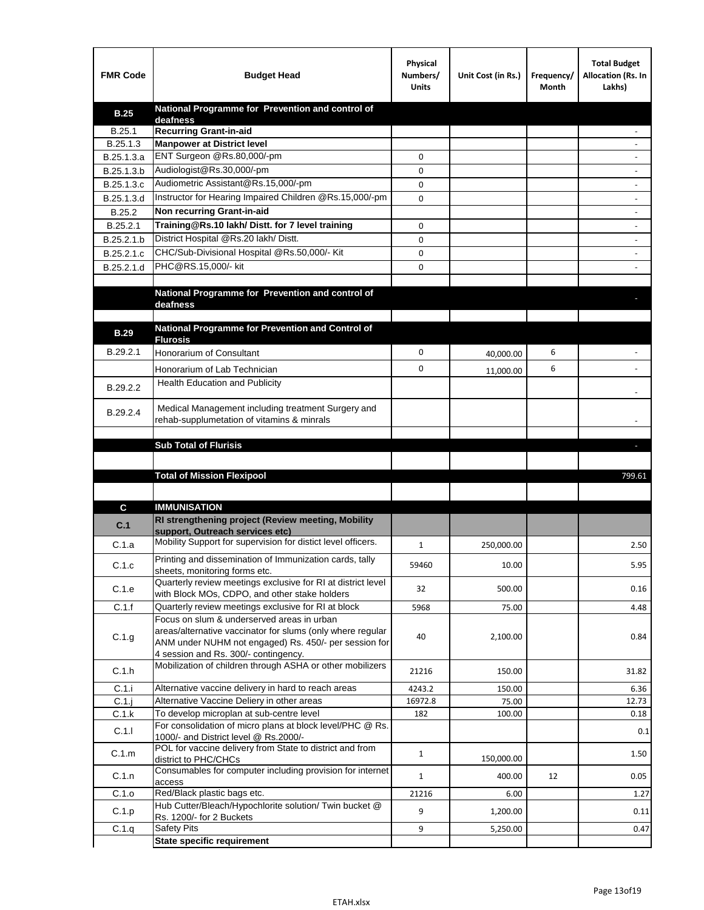| FMR Code | Budget Head | Physical Numbers/ Units | Unit Cost (in Rs.) | Frequency/ Month | Total Budget Allocation (Rs. In Lakhs) |
|---|---|---|---|---|---|
| **B.25** | **National Programme for Prevention and control of deafness** | | | | |
| B.25.1 | **Recurring Grant-in-aid** | | | | - |
| B.25.1.3 | **Manpower at District level** | | | | - |
| B.25.1.3.a | ENT Surgeon @Rs.80,000/-pm | 0 | | | - |
| B.25.1.3.b | Audiologist@Rs.30,000/-pm | 0 | | | - |
| B.25.1.3.c | Audiometric Assistant@Rs.15,000/-pm | 0 | | | - |
| B.25.1.3.d | Instructor for Hearing Impaired Children @Rs.15,000/-pm | 0 | | | - |
| B.25.2 | **Non recurring Grant-in-aid** | | | | - |
| B.25.2.1 | **Training@Rs.10 lakh/ Distt. for 7 level training** | 0 | | | - |
| B.25.2.1.b | District Hospital @Rs.20 lakh/ Distt. | 0 | | | - |
| B.25.2.1.c | CHC/Sub-Divisional Hospital @Rs.50,000/- Kit | 0 | | | - |
| B.25.2.1.d | PHC@RS.15,000/- kit | 0 | | | - |
| | | | | | |
| | **National Programme for Prevention and control of deafness** | | | | - |
| | | | | | |
| **B.29** | **National Programme for Prevention and Control of Flurosis** | | | | |
| B.29.2.1 | Honorarium of Consultant | 0 | 40,000.00 | 6 | - |
| | Honorarium of Lab Technician | 0 | 11,000.00 | 6 | - |
| B.29.2.2 | Health Education and Publicity | | | | - |
| B.29.2.4 | Medical Management including treatment Surgery and rehab-supplumetation of vitamins & minrals | | | | - |
| | | | | | |
| | **Sub Total of Flurisis** | | | | - |
| | | | | | |
| | **Total of Mission Flexipool** | | | | 799.61 |
| | | | | | |
| **C** | **IMMUNISATION** | | | | |
| **C.1** | **RI strengthening project (Review meeting, Mobility support, Outreach services etc)** | | | | |
| C.1.a | Mobility Support for supervision for distict level officers. | 1 | 250,000.00 | | 2.50 |
| C.1.c | Printing and dissemination of Immunization cards, tally sheets, monitoring forms etc. | 59460 | 10.00 | | 5.95 |
| C.1.e | Quarterly review meetings exclusive for RI at district level with Block MOs, CDPO, and other stake holders | 32 | 500.00 | | 0.16 |
| C.1.f | Quarterly review meetings exclusive for RI at block | 5968 | 75.00 | | 4.48 |
| C.1.g | Focus on slum & underserved areas in urban areas/alternative vaccinator for slums (only where regular ANM under NUHM not engaged) Rs. 450/- per session for 4 session and Rs. 300/- contingency. | 40 | 2,100.00 | | 0.84 |
| C.1.h | Mobilization of children through ASHA or other mobilizers | 21216 | 150.00 | | 31.82 |
| C.1.i | Alternative vaccine delivery in hard to reach areas | 4243.2 | 150.00 | | 6.36 |
| C.1.j | Alternative Vaccine Deliery in other areas | 16972.8 | 75.00 | | 12.73 |
| C.1.k | To develop microplan at sub-centre level | 182 | 100.00 | | 0.18 |
| C.1.l | For consolidation of micro plans at block level/PHC @ Rs. 1000/- and District level @ Rs.2000/- | | | | 0.1 |
| C.1.m | POL for vaccine delivery from State to district and from district to PHC/CHCs | 1 | 150,000.00 | | 1.50 |
| C.1.n | Consumables for computer including provision for internet access | 1 | 400.00 | 12 | 0.05 |
| C.1.o | Red/Black plastic bags etc. | 21216 | 6.00 | | 1.27 |
| C.1.p | Hub Cutter/Bleach/Hypochlorite solution/ Twin bucket @ Rs. 1200/- for 2 Buckets | 9 | 1,200.00 | | 0.11 |
| C.1.q | Safety Pits | 9 | 5,250.00 | | 0.47 |
| | **State specific requirement** | | | | |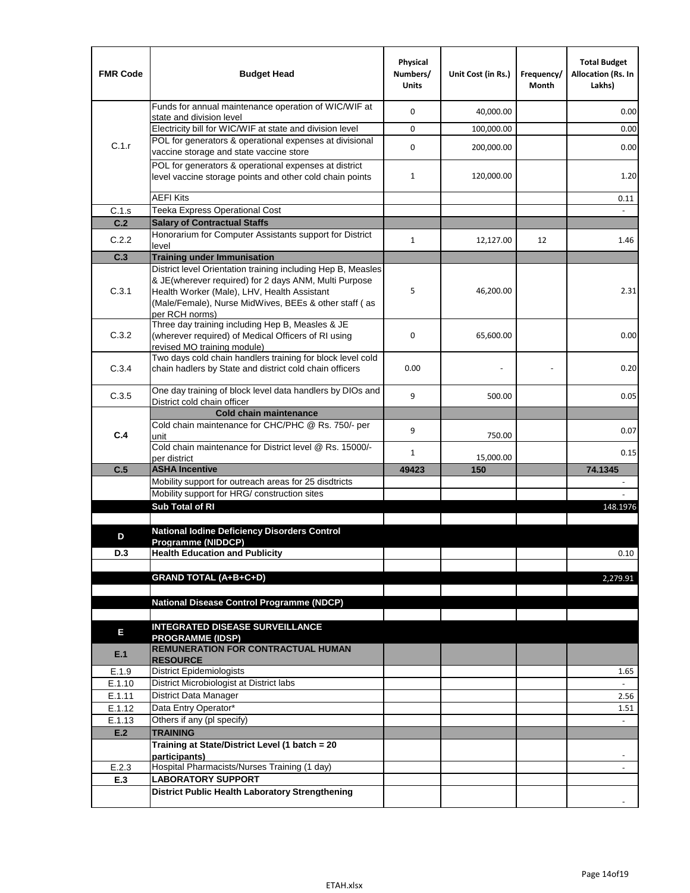| FMR Code | Budget Head | Physical Numbers/ Units | Unit Cost (in Rs.) | Frequency/ Month | Total Budget Allocation (Rs. In Lakhs) |
|---|---|---|---|---|---|
| C.1.r | Funds for annual maintenance operation of WIC/WIF at state and division level | 0 | 40,000.00 | | 0.00 |
| | Electricity bill for WIC/WIF at state and division level | 0 | 100,000.00 | | 0.00 |
| | POL for generators & operational expenses at divisional vaccine storage and state vaccine store | 0 | 200,000.00 | | 0.00 |
| | POL for generators & operational expenses at district level vaccine storage points and other cold chain points | 1 | 120,000.00 | | 1.20 |
| | AEFI Kits | | | | 0.11 |
| C.1.s | Teeka Express Operational Cost | | | | - |
| **C.2** | **Salary of Contractual Staffs** | | | | |
| C.2.2 | Honorarium for Computer Assistants support for District level | 1 | 12,127.00 | 12 | 1.46 |
| **C.3** | **Training under Immunisation** | | | | |
| C.3.1 | District level Orientation training including Hep B, Measles & JE(wherever required) for 2 days ANM, Multi Purpose Health Worker (Male), LHV, Health Assistant (Male/Female), Nurse MidWives, BEEs & other staff ( as per RCH norms) | 5 | 46,200.00 | | 2.31 |
| C.3.2 | Three day training including Hep B, Measles & JE (wherever required) of Medical Officers of RI using revised MO training module) | 0 | 65,600.00 | | 0.00 |
| C.3.4 | Two days cold chain handlers training for block level cold chain hadlers by State and district cold chain officers | 0.00 | - | - | 0.20 |
| C.3.5 | One day training of block level data handlers by DIOs and District cold chain officer | 9 | 500.00 | | 0.05 |
| **C.4** | **Cold chain maintenance** | | | | |
| | Cold chain maintenance for CHC/PHC @ Rs. 750/- per unit | 9 | 750.00 | | 0.07 |
| | Cold chain maintenance for District level @ Rs. 15000/- per district | 1 | 15,000.00 | | 0.15 |
| **C.5** | **ASHA Incentive** | **49423** | **150** | | **74.1345** |
| | Mobility support for outreach areas for 25 disdtricts | | | | - |
| | Mobility support for HRG/ construction sites | | | | - |
| | **Sub Total of RI** | | | | 148.1976 |
| | | | | | |
| **D** | **National Iodine Deficiency Disorders Control Programme (NIDDCP)** | | | | |
| **D.3** | **Health Education and Publicity** | | | | 0.10 |
| | | | | | |
| | **GRAND TOTAL (A+B+C+D)** | | | | 2,279.91 |
| | | | | | |
| | **National Disease Control Programme (NDCP)** | | | | |
| | | | | | |
| **E** | **INTEGRATED DISEASE SURVEILLANCE PROGRAMME (IDSP)** | | | | |
| **E.1** | **REMUNERATION FOR CONTRACTUAL HUMAN RESOURCE** | | | | |
| E.1.9 | District Epidemiologists | | | | 1.65 |
| E.1.10 | District Microbiologist at District labs | | | | - |
| E.1.11 | District Data Manager | | | | 2.56 |
| E.1.12 | Data Entry Operator* | | | | 1.51 |
| E.1.13 | Others if any (pl specify) | | | | - |
| **E.2** | **TRAINING** | | | | |
| | **Training at State/District Level (1 batch = 20 participants)** | | | | - |
| E.2.3 | Hospital Pharmacists/Nurses Training (1 day) | | | | - |
| **E.3** | **LABORATORY SUPPORT** | | | | |
| | **District Public Health Laboratory Strengthening** | | | | - |

ETAH.xlsx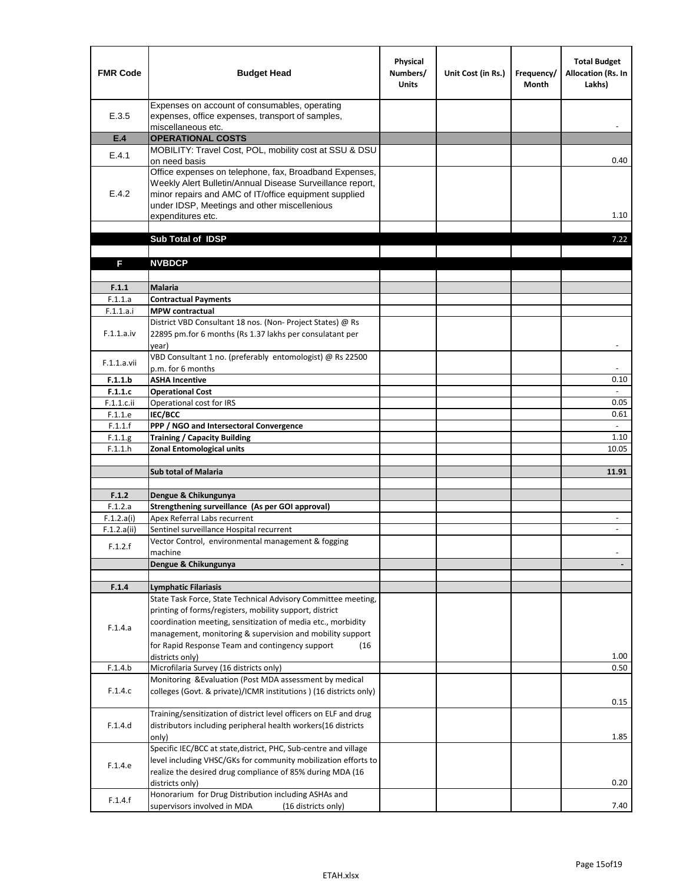| FMR Code | Budget Head | Physical Numbers/ Units | Unit Cost (in Rs.) | Frequency/ Month | Total Budget Allocation (Rs. In Lakhs) |
|---|---|---|---|---|---|
| E.3.5 | Expenses on account of consumables, operating expenses, office expenses, transport of samples, miscellaneous etc. | | | | - |
| **E.4** | **OPERATIONAL COSTS** | | | | |
| E.4.1 | MOBILITY: Travel Cost, POL, mobility cost at SSU & DSU on need basis | | | | 0.40 |
| E.4.2 | Office expenses on telephone, fax, Broadband Expenses, Weekly Alert Bulletin/Annual Disease Surveillance report, minor repairs and AMC of IT/office equipment supplied under IDSP, Meetings and other miscellenious expenditures etc. | | | | 1.10 |
| | | | | | |
| | **Sub Total of IDSP** | | | | 7.22 |
| | | | | | |
| **F** | **NVBDCP** | | | | |
| | | | | | |
| **F.1.1** | **Malaria** | | | | |
| F.1.1.a | **Contractual Payments** | | | | |
| F.1.1.a.i | **MPW contractual** | | | | |
| F.1.1.a.iv | District VBD Consultant 18 nos. (Non- Project States) @ Rs 22895 pm.for 6 months (Rs 1.37 lakhs per consulatant per year) | | | | - |
| F.1.1.a.vii | VBD Consultant 1 no. (preferably entomologist) @ Rs 22500 p.m. for 6 months | | | | - |
| **F.1.1.b** | **ASHA Incentive** | | | | 0.10 |
| **F.1.1.c** | **Operational Cost** | | | | - |
| F.1.1.c.ii | Operational cost for IRS | | | | 0.05 |
| F.1.1.e | **IEC/BCC** | | | | 0.61 |
| F.1.1.f | **PPP / NGO and Intersectoral Convergence** | | | | - |
| F.1.1.g | **Training / Capacity Building** | | | | 1.10 |
| F.1.1.h | **Zonal Entomological units** | | | | 10.05 |
| | | | | | |
| | **Sub total of Malaria** | | | | **11.91** |
| | | | | | |
| **F.1.2** | **Dengue & Chikungunya** | | | | |
| F.1.2.a | **Strengthening surveillance (As per GOI approval)** | | | | |
| F.1.2.a(i) | Apex Referral Labs recurrent | | | | - |
| F.1.2.a(ii) | Sentinel surveillance Hospital recurrent | | | | - |
| F.1.2.f | Vector Control, environmental management & fogging machine | | | | - |
| | **Dengue & Chikungunya** | | | | **-** |
| | | | | | |
| **F.1.4** | **Lymphatic Filariasis** | | | | |
| F.1.4.a | State Task Force, State Technical Advisory Committee meeting, printing of forms/registers, mobility support, district coordination meeting, sensitization of media etc., morbidity management, monitoring & supervision and mobility support for Rapid Response Team and contingency support (16 districts only) | | | | 1.00 |
| F.1.4.b | Microfilaria Survey (16 districts only) | | | | 0.50 |
| F.1.4.c | Monitoring &Evaluation (Post MDA assessment by medical colleges (Govt. & private)/ICMR institutions ) (16 districts only) | | | | 0.15 |
| F.1.4.d | Training/sensitization of district level officers on ELF and drug distributors including peripheral health workers(16 districts only) | | | | 1.85 |
| F.1.4.e | Specific IEC/BCC at state,district, PHC, Sub-centre and village level including VHSC/GKs for community mobilization efforts to realize the desired drug compliance of 85% during MDA (16 districts only) | | | | 0.20 |
| F.1.4.f | Honorarium for Drug Distribution including ASHAs and supervisors involved in MDA (16 districts only) | | | | 7.40 |

ETAH.xlsx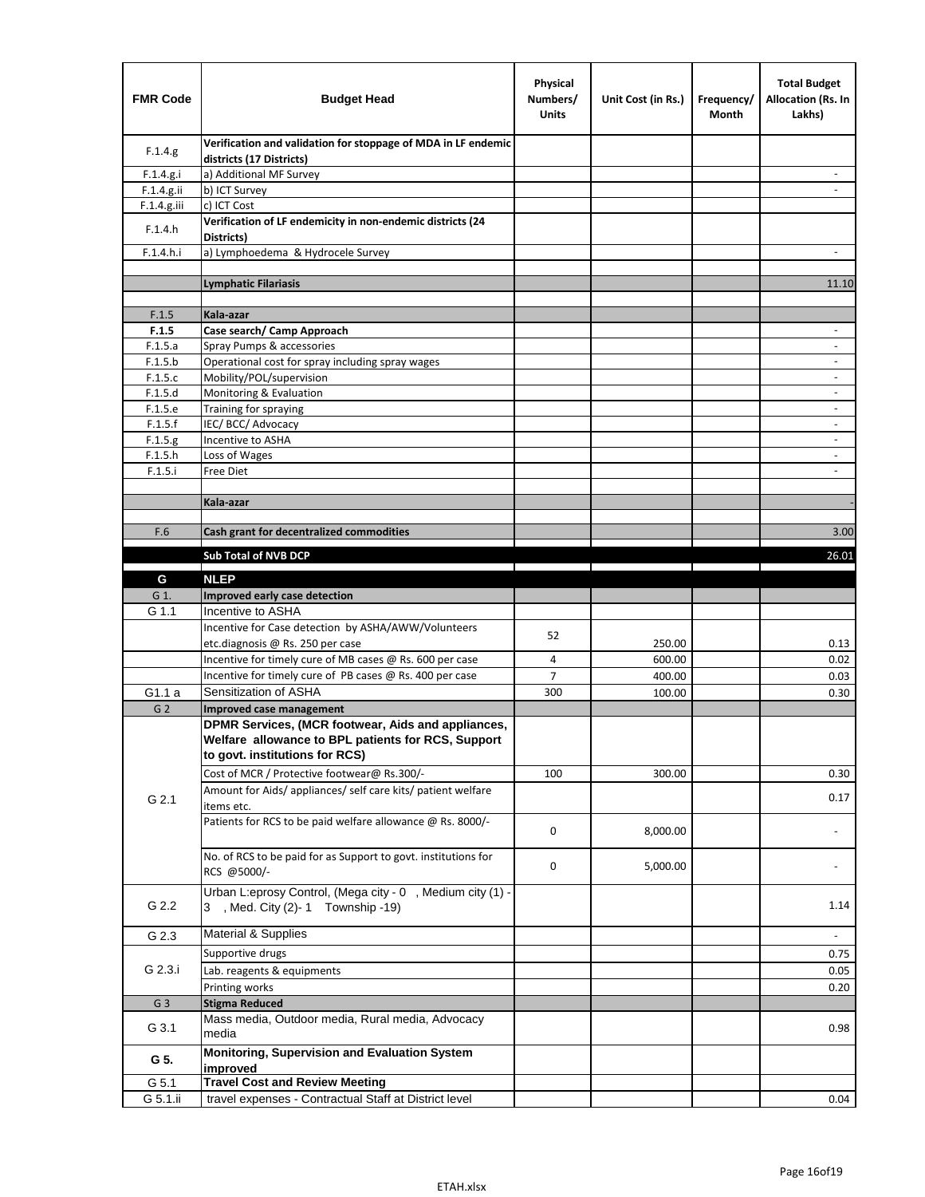| FMR Code | Budget Head | Physical Numbers/ Units | Unit Cost (in Rs.) | Frequency/ Month | Total Budget Allocation (Rs. In Lakhs) |
|---|---|---|---|---|---|
| F.1.4.g | **Verification and validation for stoppage of MDA in LF endemic districts (17 Districts)** | | | | |
| F.1.4.g.i | a) Additional MF Survey | | | | - |
| F.1.4.g.ii | b) ICT Survey | | | | - |
| F.1.4.g.iii | c) ICT Cost | | | | |
| F.1.4.h | **Verification of LF endemicity in non-endemic districts (24 Districts)** | | | | |
| F.1.4.h.i | a) Lymphoedema & Hydrocele Survey | | | | - |
| | | | | | |
| | **Lymphatic Filariasis** | | | | 11.10 |
| | | | | | |
| F.1.5 | **Kala-azar** | | | | |
| **F.1.5** | **Case search/ Camp Approach** | | | | - |
| F.1.5.a | Spray Pumps & accessories | | | | - |
| F.1.5.b | Operational cost for spray including spray wages | | | | - |
| F.1.5.c | Mobility/POL/supervision | | | | - |
| F.1.5.d | Monitoring & Evaluation | | | | - |
| F.1.5.e | Training for spraying | | | | - |
| F.1.5.f | IEC/ BCC/ Advocacy | | | | - |
| F.1.5.g | Incentive to ASHA | | | | - |
| F.1.5.h | Loss of Wages | | | | - |
| F.1.5.i | Free Diet | | | | - |
| | | | | | |
| | **Kala-azar** | | | | - |
| | | | | | |
| F.6 | **Cash grant for decentralized commodities** | | | | 3.00 |
| | **Sub Total of NVB DCP** | | | | 26.01 |
| **G** | **NLEP** | | | | |
| G 1. | **Improved early case detection** | | | | |
| G 1.1 | Incentive to ASHA | | | | |
| | Incentive for Case detection by ASHA/AWW/Volunteers etc.diagnosis @ Rs. 250 per case | 52 | 250.00 | | 0.13 |
| | Incentive for timely cure of MB cases @ Rs. 600 per case | 4 | 600.00 | | 0.02 |
| | Incentive for timely cure of PB cases @ Rs. 400 per case | 7 | 400.00 | | 0.03 |
| G1.1 a | Sensitization of ASHA | 300 | 100.00 | | 0.30 |
| G 2 | **Improved case management** | | | | |
| G 2.1 | **DPMR Services, (MCR footwear, Aids and appliances, Welfare allowance to BPL patients for RCS, Support to govt. institutions for RCS)** | | | | |
| | Cost of MCR / Protective footwear@ Rs.300/- | 100 | 300.00 | | 0.30 |
| | Amount for Aids/ appliances/ self care kits/ patient welfare items etc. | | | | 0.17 |
| | Patients for RCS to be paid welfare allowance @ Rs. 8000/- | 0 | 8,000.00 | | - |
| | No. of RCS to be paid for as Support to govt. institutions for RCS @5000/- | 0 | 5,000.00 | | - |
| G 2.2 | Urban L:eprosy Control, (Mega city - 0 , Medium city (1) - 3 , Med. City (2)- 1 Township -19) | | | | 1.14 |
| G 2.3 | Material & Supplies | | | | - |
| G 2.3.i | Supportive drugs | | | | 0.75 |
| | Lab. reagents & equipments | | | | 0.05 |
| | Printing works | | | | 0.20 |
| G 3 | **Stigma Reduced** | | | | |
| G 3.1 | Mass media, Outdoor media, Rural media, Advocacy media | | | | 0.98 |
| **G 5.** | **Monitoring, Supervision and Evaluation System improved** | | | | |
| G 5.1 | **Travel Cost and Review Meeting** | | | | |
| G 5.1.ii | travel expenses - Contractual Staff at District level | | | | 0.04 |

ETAH.xlsx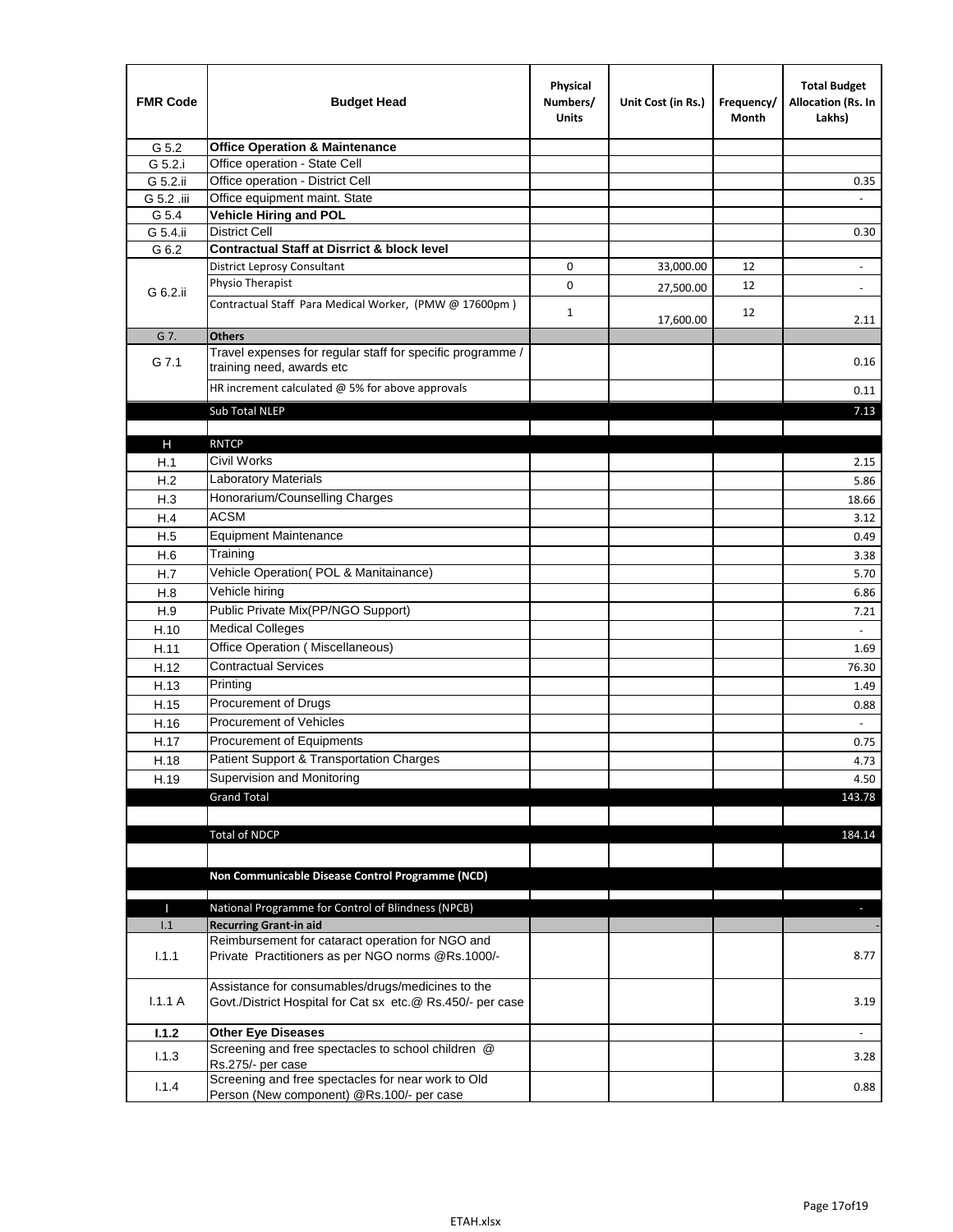| FMR Code | Budget Head | Physical Numbers/ Units | Unit Cost (in Rs.) | Frequency/ Month | Total Budget Allocation (Rs. In Lakhs) |
|---|---|---|---|---|---|
| G 5.2 | **Office Operation & Maintenance** | | | | |
| G 5.2.i | Office operation - State Cell | | | | |
| G 5.2.ii | Office operation - District Cell | | | | 0.35 |
| G 5.2 .iii | Office equipment maint. State | | | | - |
| G 5.4 | **Vehicle Hiring and POL** | | | | |
| G 5.4.ii | District Cell | | | | 0.30 |
| G 6.2 | **Contractual Staff at Disrrict & block level** | | | | |
| G 6.2.ii | District Leprosy Consultant | 0 | 33,000.00 | 12 | - |
| | Physio Therapist | 0 | 27,500.00 | 12 | - |
| | Contractual Staff Para Medical Worker, (PMW @ 17600pm ) | 1 | 17,600.00 | 12 | 2.11 |
| G 7. | **Others** | | | | |
| G 7.1 | Travel expenses for regular staff for specific programme / training need, awards etc | | | | 0.16 |
| | HR increment calculated @ 5% for above approvals | | | | 0.11 |
| | Sub Total NLEP | | | | 7.13 |
| | | | | | |
| H | RNTCP | | | | |
| H.1 | Civil Works | | | | 2.15 |
| H.2 | Laboratory Materials | | | | 5.86 |
| H.3 | Honorarium/Counselling Charges | | | | 18.66 |
| H.4 | ACSM | | | | 3.12 |
| H.5 | Equipment Maintenance | | | | 0.49 |
| H.6 | Training | | | | 3.38 |
| H.7 | Vehicle Operation( POL & Manitainance) | | | | 5.70 |
| H.8 | Vehicle hiring | | | | 6.86 |
| H.9 | Public Private Mix(PP/NGO Support) | | | | 7.21 |
| H.10 | Medical Colleges | | | | - |
| H.11 | Office Operation ( Miscellaneous) | | | | 1.69 |
| H.12 | Contractual Services | | | | 76.30 |
| H.13 | Printing | | | | 1.49 |
| H.15 | Procurement of Drugs | | | | 0.88 |
| H.16 | Procurement of Vehicles | | | | - |
| H.17 | Procurement of Equipments | | | | 0.75 |
| H.18 | Patient Support & Transportation Charges | | | | 4.73 |
| H.19 | Supervision and Monitoring | | | | 4.50 |
| | Grand Total | | | | 143.78 |
| | | | | | |
| | Total of NDCP | | | | 184.14 |
| | | | | | |
| | **Non Communicable Disease Control Programme (NCD)** | | | | |
| | | | | | |
| I | National Programme for Control of Blindness (NPCB) | | | | - |
| I.1 | **Recurring Grant-in aid** | | | | - |
| I.1.1 | Reimbursement for cataract operation for NGO and Private Practitioners as per NGO norms @Rs.1000/- | | | | 8.77 |
| I.1.1 A | Assistance for consumables/drugs/medicines to the Govt./District Hospital for Cat sx etc.@ Rs.450/- per case | | | | 3.19 |
| **I.1.2** | **Other Eye Diseases** | | | | - |
| I.1.3 | Screening and free spectacles to school children @ Rs.275/- per case | | | | 3.28 |
| I.1.4 | Screening and free spectacles for near work to Old Person (New component) @Rs.100/- per case | | | | 0.88 |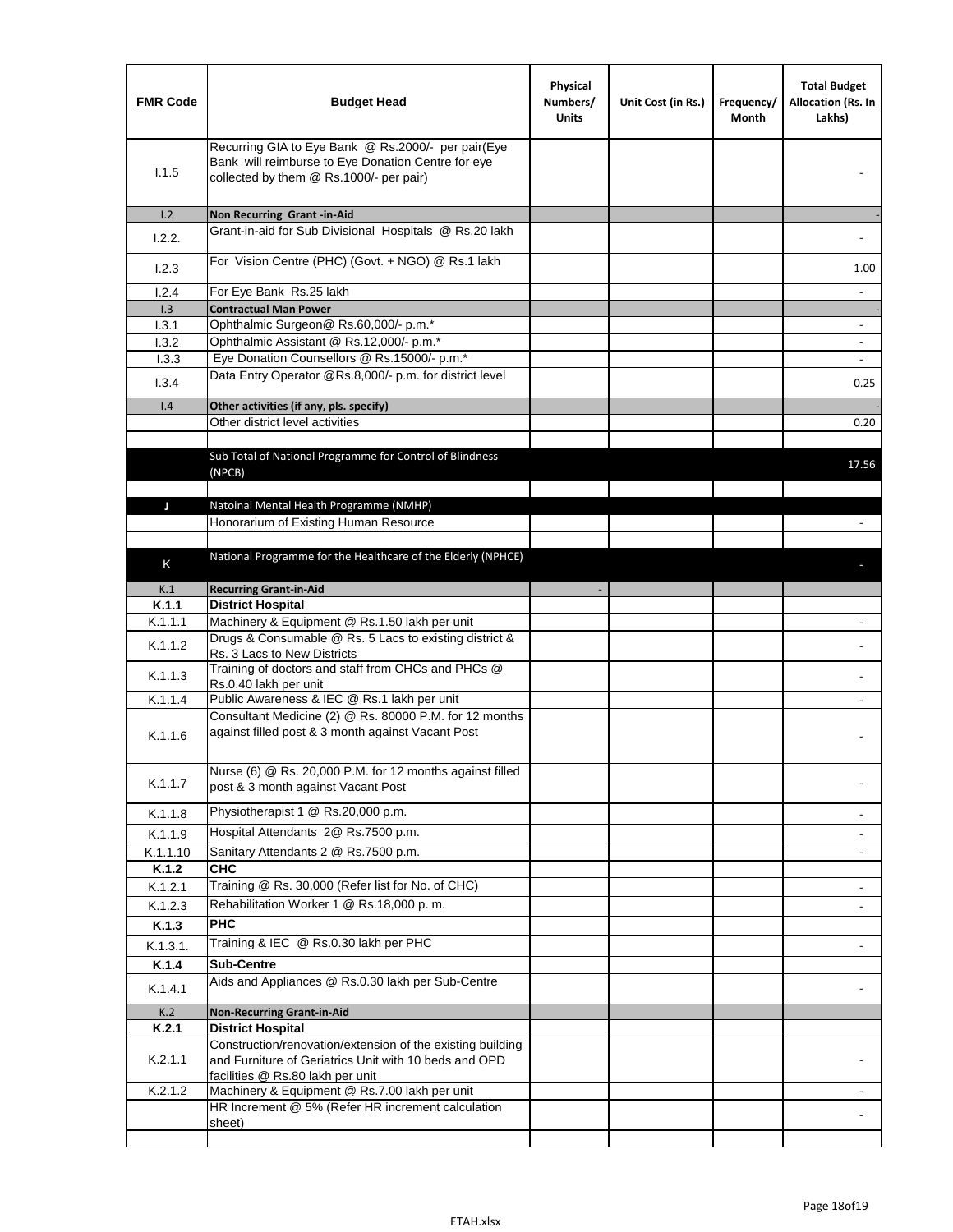| FMR Code | Budget Head | Physical Numbers/ Units | Unit Cost (in Rs.) | Frequency/ Month | Total Budget Allocation (Rs. In Lakhs) |
|---|---|---|---|---|---|
| I.1.5 | Recurring GIA to Eye Bank @ Rs.2000/- per pair(Eye Bank will reimburse to Eye Donation Centre for eye collected by them @ Rs.1000/- per pair) | | | | - |
| I.2 | **Non Recurring Grant -in-Aid** | | | | - |
| I.2.2. | Grant-in-aid for Sub Divisional Hospitals @ Rs.20 lakh | | | | - |
| I.2.3 | For Vision Centre (PHC) (Govt. + NGO) @ Rs.1 lakh | | | | 1.00 |
| I.2.4 | For Eye Bank Rs.25 lakh | | | | - |
| I.3 | **Contractual Man Power** | | | | - |
| I.3.1 | Ophthalmic Surgeon@ Rs.60,000/- p.m.* | | | | - |
| I.3.2 | Ophthalmic Assistant @ Rs.12,000/- p.m.* | | | | - |
| I.3.3 | Eye Donation Counsellors @ Rs.15000/- p.m.* | | | | - |
| I.3.4 | Data Entry Operator @Rs.8,000/- p.m. for district level | | | | 0.25 |
| I.4 | **Other activities (if any, pls. specify)** | | | | - |
| | Other district level activities | | | | 0.20 |
| | | | | | |
| | Sub Total of National Programme for Control of Blindness (NPCB) | | | | 17.56 |
| | | | | | |
| J | Natoinal Mental Health Programme (NMHP) | | | | |
| | Honorarium of Existing Human Resource | | | | - |
| | | | | | |
| K | National Programme for the Healthcare of the Elderly (NPHCE) | | | | - |
| K.1 | **Recurring Grant-in-Aid** | - | | | |
| **K.1.1** | **District Hospital** | | | | |
| K.1.1.1 | Machinery & Equipment @ Rs.1.50 lakh per unit | | | | - |
| K.1.1.2 | Drugs & Consumable @ Rs. 5 Lacs to existing district & Rs. 3 Lacs to New Districts | | | | - |
| K.1.1.3 | Training of doctors and staff from CHCs and PHCs @ Rs.0.40 lakh per unit | | | | - |
| K.1.1.4 | Public Awareness & IEC @ Rs.1 lakh per unit | | | | - |
| K.1.1.6 | Consultant Medicine (2) @ Rs. 80000 P.M. for 12 months against filled post & 3 month against Vacant Post | | | | - |
| K.1.1.7 | Nurse (6) @ Rs. 20,000 P.M. for 12 months against filled post & 3 month against Vacant Post | | | | - |
| K.1.1.8 | Physiotherapist 1 @ Rs.20,000 p.m. | | | | - |
| K.1.1.9 | Hospital Attendants 2@ Rs.7500 p.m. | | | | - |
| K.1.1.10 | Sanitary Attendants 2 @ Rs.7500 p.m. | | | | - |
| **K.1.2** | **CHC** | | | | |
| K.1.2.1 | Training @ Rs. 30,000 (Refer list for No. of CHC) | | | | - |
| K.1.2.3 | Rehabilitation Worker 1 @ Rs.18,000 p. m. | | | | - |
| **K.1.3** | **PHC** | | | | |
| K.1.3.1. | Training & IEC @ Rs.0.30 lakh per PHC | | | | - |
| **K.1.4** | **Sub-Centre** | | | | |
| K.1.4.1 | Aids and Appliances @ Rs.0.30 lakh per Sub-Centre | | | | - |
| K.2 | **Non-Recurring Grant-in-Aid** | | | | |
| **K.2.1** | **District Hospital** | | | | |
| K.2.1.1 | Construction/renovation/extension of the existing building and Furniture of Geriatrics Unit with 10 beds and OPD facilities @ Rs.80 lakh per unit | | | | - |
| K.2.1.2 | Machinery & Equipment @ Rs.7.00 lakh per unit | | | | - |
| | HR Increment @ 5% (Refer HR increment calculation sheet) | | | | - |
| | | | | | |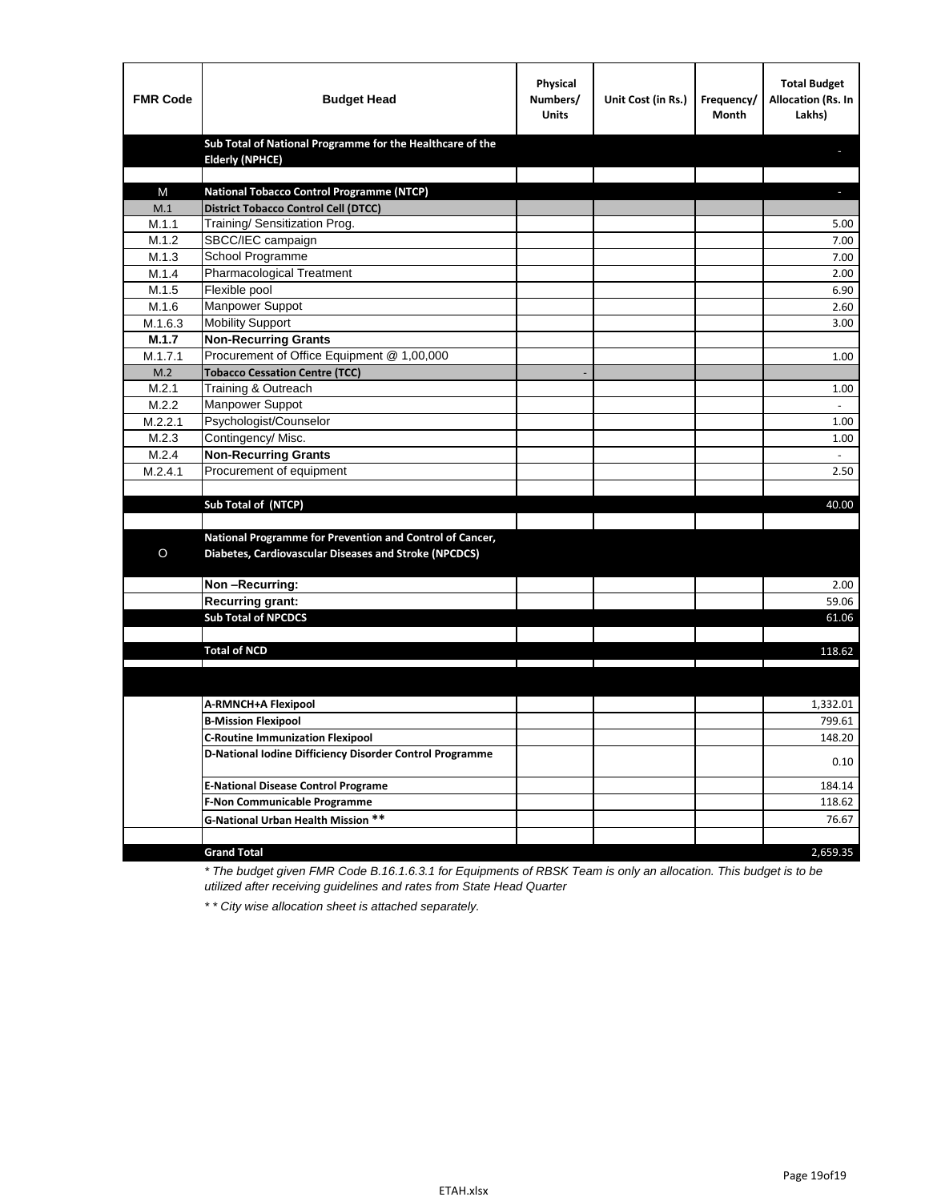| FMR Code | Budget Head | Physical Numbers/ Units | Unit Cost (in Rs.) | Frequency/ Month | Total Budget Allocation (Rs. In Lakhs) |
|---|---|---|---|---|---|
| | **Sub Total of National Programme for the Healthcare of the Elderly (NPHCE)** | | | | - |
| | | | | | |
| M | **National Tobacco Control Programme (NTCP)** | | | | - |
| M.1 | **District Tobacco Control Cell (DTCC)** | | | | |
| M.1.1 | Training/ Sensitization Prog. | | | | 5.00 |
| M.1.2 | SBCC/IEC campaign | | | | 7.00 |
| M.1.3 | School Programme | | | | 7.00 |
| M.1.4 | Pharmacological Treatment | | | | 2.00 |
| M.1.5 | Flexible pool | | | | 6.90 |
| M.1.6 | Manpower Suppot | | | | 2.60 |
| M.1.6.3 | Mobility Support | | | | 3.00 |
| **M.1.7** | **Non-Recurring Grants** | | | | |
| M.1.7.1 | Procurement of Office Equipment @ 1,00,000 | | | | 1.00 |
| M.2 | **Tobacco Cessation Centre (TCC)** | - | | | |
| M.2.1 | Training & Outreach | | | | 1.00 |
| M.2.2 | Manpower Suppot | | | | - |
| M.2.2.1 | Psychologist/Counselor | | | | 1.00 |
| M.2.3 | Contingency/ Misc. | | | | 1.00 |
| M.2.4 | **Non-Recurring Grants** | | | | - |
| M.2.4.1 | Procurement of equipment | | | | 2.50 |
| | | | | | |
| | **Sub Total of (NTCP)** | | | | 40.00 |
| | | | | | |
| O | **National Programme for Prevention and Control of Cancer, Diabetes, Cardiovascular Diseases and Stroke (NPCDCS)** | | | | |
| | **Non –Recurring:** | | | | 2.00 |
| | **Recurring grant:** | | | | 59.06 |
| | **Sub Total of NPCDCS** | | | | 61.06 |
| | | | | | |
| | **Total of NCD** | | | | 118.62 |
| | | | | | |
| | **A-RMNCH+A Flexipool** | | | | 1,332.01 |
| | **B-Mission Flexipool** | | | | 799.61 |
| | **C-Routine Immunization Flexipool** | | | | 148.20 |
| | **D-National Iodine Difficiency Disorder Control Programme** | | | | 0.10 |
| | **E-National Disease Control Programe** | | | | 184.14 |
| | **F-Non Communicable Programme** | | | | 118.62 |
| | **G-National Urban Health Mission \*\*** | | | | 76.67 |
| | | | | | |
| | **Grand Total** | | | | 2,659.35 |

*\* The budget given FMR Code B.16.1.6.3.1 for Equipments of RBSK Team is only an allocation. This budget is to be utilized after receiving guidelines and rates from State Head Quarter*

*\* \* City wise allocation sheet is attached separately.*